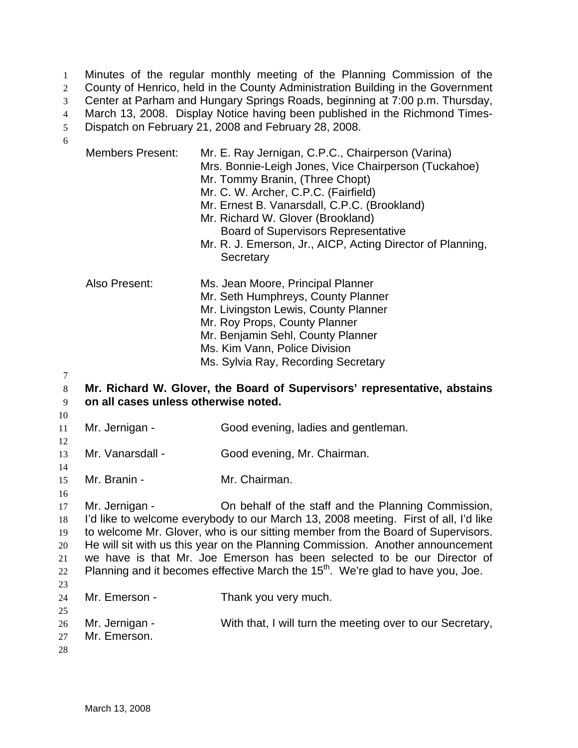Minutes of the regular monthly meeting of the Planning Commission of the County of Henrico, held in the County Administration Building in the Government Center at Parham and Hungary Springs Roads, beginning at 7:00 p.m. Thursday, March 13, 2008. Display Notice having been published in the Richmond Times-Dispatch on February 21, 2008 and February 28, 2008.

Members Present: Mr. E. Ray Jernigan, C.P.C., Chairperson (Varina)
Mrs. Bonnie-Leigh Jones, Vice Chairperson (Tuckahoe)
Mr. Tommy Branin, (Three Chopt)
Mr. C. W. Archer, C.P.C. (Fairfield)
Mr. Ernest B. Vanarsdall, C.P.C. (Brookland)
Mr. Richard W. Glover (Brookland)
Board of Supervisors Representative
Mr. R. J. Emerson, Jr., AICP, Acting Director of Planning, Secretary

Also Present: Ms. Jean Moore, Principal Planner
Mr. Seth Humphreys, County Planner
Mr. Livingston Lewis, County Planner
Mr. Roy Props, County Planner
Mr. Benjamin Sehl, County Planner
Ms. Kim Vann, Police Division
Ms. Sylvia Ray, Recording Secretary

**Mr. Richard W. Glover, the Board of Supervisors' representative, abstains on all cases unless otherwise noted.**

Mr. Jernigan - Good evening, ladies and gentleman.

Mr. Vanarsdall - Good evening, Mr. Chairman.

Mr. Branin - Mr. Chairman.

Mr. Jernigan - On behalf of the staff and the Planning Commission, I'd like to welcome everybody to our March 13, 2008 meeting. First of all, I'd like to welcome Mr. Glover, who is our sitting member from the Board of Supervisors. He will sit with us this year on the Planning Commission. Another announcement we have is that Mr. Joe Emerson has been selected to be our Director of Planning and it becomes effective March the 15th. We're glad to have you, Joe.

Mr. Emerson - Thank you very much.

Mr. Jernigan - With that, I will turn the meeting over to our Secretary, Mr. Emerson.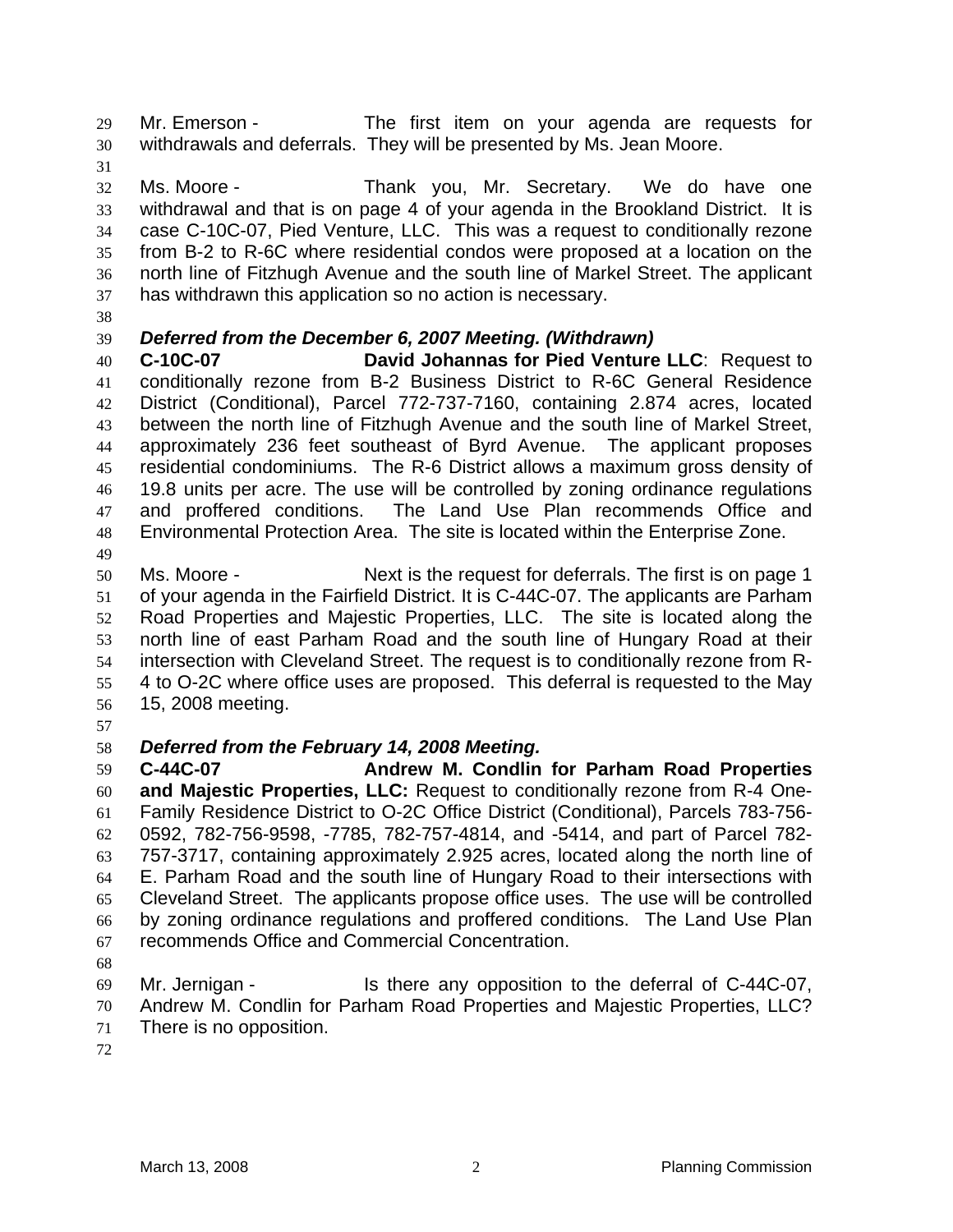Mr. Emerson - The first item on your agenda are requests for withdrawals and deferrals. They will be presented by Ms. Jean Moore.

Ms. Moore - Thank you, Mr. Secretary. We do have one withdrawal and that is on page 4 of your agenda in the Brookland District. It is case C-10C-07, Pied Venture, LLC. This was a request to conditionally rezone from B-2 to R-6C where residential condos were proposed at a location on the north line of Fitzhugh Avenue and the south line of Markel Street. The applicant has withdrawn this application so no action is necessary.

***Deferred from the December 6, 2007 Meeting. (Withdrawn)***

**C-10C-07 David Johannas for Pied Venture LLC**: Request to conditionally rezone from B-2 Business District to R-6C General Residence District (Conditional), Parcel 772-737-7160, containing 2.874 acres, located between the north line of Fitzhugh Avenue and the south line of Markel Street, approximately 236 feet southeast of Byrd Avenue. The applicant proposes residential condominiums. The R-6 District allows a maximum gross density of 19.8 units per acre. The use will be controlled by zoning ordinance regulations and proffered conditions. The Land Use Plan recommends Office and Environmental Protection Area. The site is located within the Enterprise Zone.

Ms. Moore - Next is the request for deferrals. The first is on page 1 of your agenda in the Fairfield District. It is C-44C-07. The applicants are Parham Road Properties and Majestic Properties, LLC. The site is located along the north line of east Parham Road and the south line of Hungary Road at their intersection with Cleveland Street. The request is to conditionally rezone from R-4 to O-2C where office uses are proposed. This deferral is requested to the May 15, 2008 meeting.

***Deferred from the February 14, 2008 Meeting.***

**C-44C-07 Andrew M. Condlin for Parham Road Properties and Majestic Properties, LLC:** Request to conditionally rezone from R-4 One-Family Residence District to O-2C Office District (Conditional), Parcels 783-756-0592, 782-756-9598, -7785, 782-757-4814, and -5414, and part of Parcel 782-757-3717, containing approximately 2.925 acres, located along the north line of E. Parham Road and the south line of Hungary Road to their intersections with Cleveland Street. The applicants propose office uses. The use will be controlled by zoning ordinance regulations and proffered conditions. The Land Use Plan recommends Office and Commercial Concentration.

Mr. Jernigan - Is there any opposition to the deferral of C-44C-07, Andrew M. Condlin for Parham Road Properties and Majestic Properties, LLC? There is no opposition.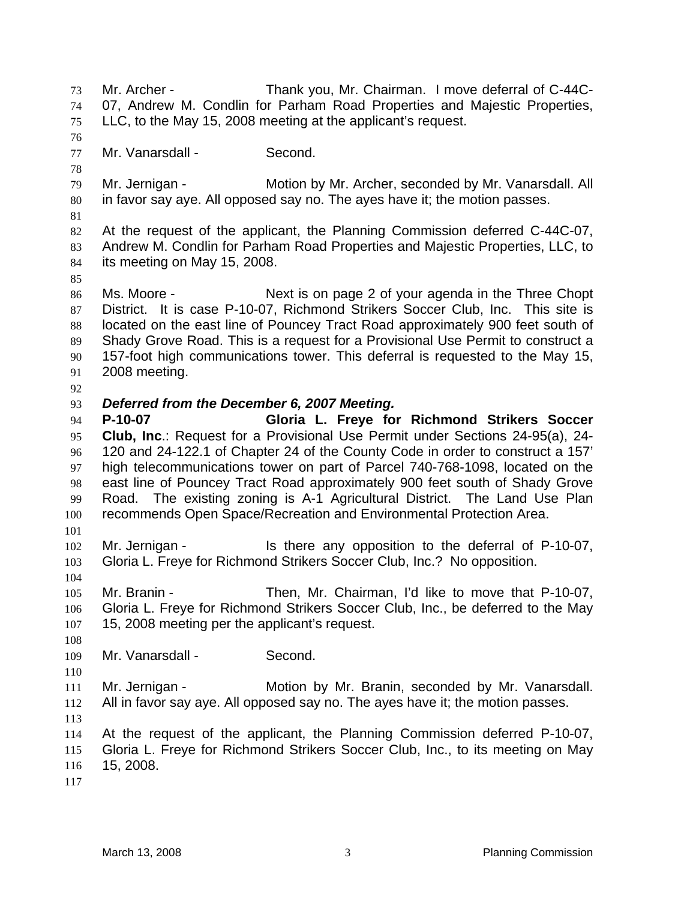Mr. Archer - Thank you, Mr. Chairman. I move deferral of C-44C-07, Andrew M. Condlin for Parham Road Properties and Majestic Properties, LLC, to the May 15, 2008 meeting at the applicant's request.

Mr. Vanarsdall - Second.

Mr. Jernigan - Motion by Mr. Archer, seconded by Mr. Vanarsdall. All in favor say aye. All opposed say no. The ayes have it; the motion passes.

At the request of the applicant, the Planning Commission deferred C-44C-07, Andrew M. Condlin for Parham Road Properties and Majestic Properties, LLC, to its meeting on May 15, 2008.

Ms. Moore - Next is on page 2 of your agenda in the Three Chopt District. It is case P-10-07, Richmond Strikers Soccer Club, Inc. This site is located on the east line of Pouncey Tract Road approximately 900 feet south of Shady Grove Road. This is a request for a Provisional Use Permit to construct a 157-foot high communications tower. This deferral is requested to the May 15, 2008 meeting.

***Deferred from the December 6, 2007 Meeting.***

**P-10-07 Gloria L. Freye for Richmond Strikers Soccer Club, Inc**.: Request for a Provisional Use Permit under Sections 24-95(a), 24-120 and 24-122.1 of Chapter 24 of the County Code in order to construct a 157' high telecommunications tower on part of Parcel 740-768-1098, located on the east line of Pouncey Tract Road approximately 900 feet south of Shady Grove Road. The existing zoning is A-1 Agricultural District. The Land Use Plan recommends Open Space/Recreation and Environmental Protection Area.

Mr. Jernigan - Is there any opposition to the deferral of P-10-07, Gloria L. Freye for Richmond Strikers Soccer Club, Inc.? No opposition.

Mr. Branin - Then, Mr. Chairman, I'd like to move that P-10-07, Gloria L. Freye for Richmond Strikers Soccer Club, Inc., be deferred to the May 15, 2008 meeting per the applicant's request.

Mr. Vanarsdall - Second.

Mr. Jernigan - Motion by Mr. Branin, seconded by Mr. Vanarsdall. All in favor say aye. All opposed say no. The ayes have it; the motion passes.

At the request of the applicant, the Planning Commission deferred P-10-07, Gloria L. Freye for Richmond Strikers Soccer Club, Inc., to its meeting on May 15, 2008.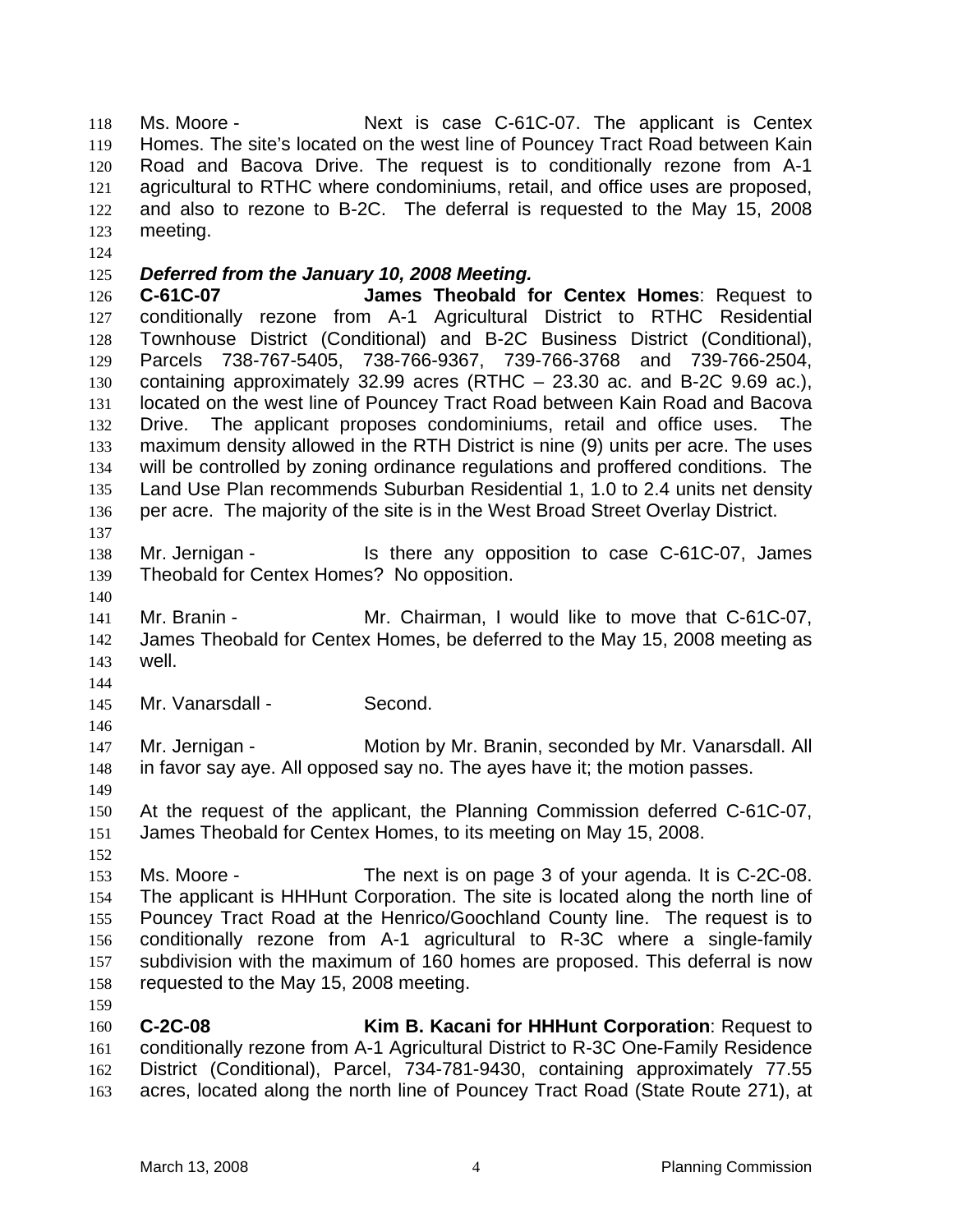Ms. Moore - Next is case C-61C-07. The applicant is Centex Homes. The site's located on the west line of Pouncey Tract Road between Kain Road and Bacova Drive. The request is to conditionally rezone from A-1 agricultural to RTHC where condominiums, retail, and office uses are proposed, and also to rezone to B-2C. The deferral is requested to the May 15, 2008 meeting.

***Deferred from the January 10, 2008 Meeting.***

**C-61C-07 James Theobald for Centex Homes**: Request to conditionally rezone from A-1 Agricultural District to RTHC Residential Townhouse District (Conditional) and B-2C Business District (Conditional), Parcels 738-767-5405, 738-766-9367, 739-766-3768 and 739-766-2504, containing approximately 32.99 acres (RTHC – 23.30 ac. and B-2C 9.69 ac.), located on the west line of Pouncey Tract Road between Kain Road and Bacova Drive. The applicant proposes condominiums, retail and office uses. The maximum density allowed in the RTH District is nine (9) units per acre. The uses will be controlled by zoning ordinance regulations and proffered conditions. The Land Use Plan recommends Suburban Residential 1, 1.0 to 2.4 units net density per acre. The majority of the site is in the West Broad Street Overlay District.

Mr. Jernigan - Is there any opposition to case C-61C-07, James Theobald for Centex Homes? No opposition.

Mr. Branin - Mr. Chairman, I would like to move that C-61C-07, James Theobald for Centex Homes, be deferred to the May 15, 2008 meeting as well.

Mr. Vanarsdall - Second.

Mr. Jernigan - Motion by Mr. Branin, seconded by Mr. Vanarsdall. All in favor say aye. All opposed say no. The ayes have it; the motion passes.

At the request of the applicant, the Planning Commission deferred C-61C-07, James Theobald for Centex Homes, to its meeting on May 15, 2008.

Ms. Moore - The next is on page 3 of your agenda. It is C-2C-08. The applicant is HHHunt Corporation. The site is located along the north line of Pouncey Tract Road at the Henrico/Goochland County line. The request is to conditionally rezone from A-1 agricultural to R-3C where a single-family subdivision with the maximum of 160 homes are proposed. This deferral is now requested to the May 15, 2008 meeting.

**C-2C-08 Kim B. Kacani for HHHunt Corporation**: Request to conditionally rezone from A-1 Agricultural District to R-3C One-Family Residence District (Conditional), Parcel, 734-781-9430, containing approximately 77.55 acres, located along the north line of Pouncey Tract Road (State Route 271), at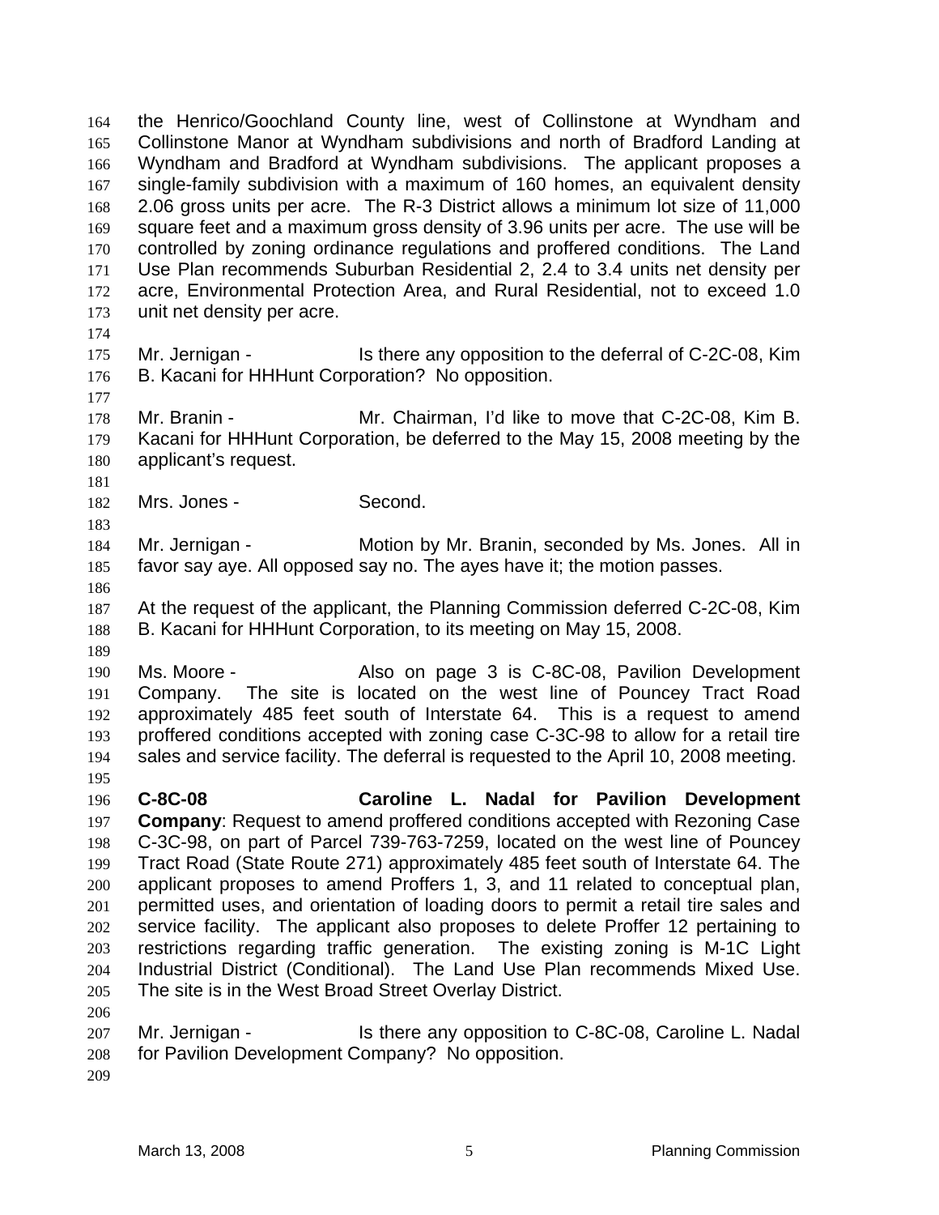the Henrico/Goochland County line, west of Collinstone at Wyndham and Collinstone Manor at Wyndham subdivisions and north of Bradford Landing at Wyndham and Bradford at Wyndham subdivisions. The applicant proposes a single-family subdivision with a maximum of 160 homes, an equivalent density 2.06 gross units per acre. The R-3 District allows a minimum lot size of 11,000 square feet and a maximum gross density of 3.96 units per acre. The use will be controlled by zoning ordinance regulations and proffered conditions. The Land Use Plan recommends Suburban Residential 2, 2.4 to 3.4 units net density per acre, Environmental Protection Area, and Rural Residential, not to exceed 1.0 unit net density per acre.

Mr. Jernigan - Is there any opposition to the deferral of C-2C-08, Kim B. Kacani for HHHunt Corporation? No opposition.

Mr. Branin - Mr. Chairman, I'd like to move that C-2C-08, Kim B. Kacani for HHHunt Corporation, be deferred to the May 15, 2008 meeting by the applicant's request.

Mrs. Jones - Second.

Mr. Jernigan - Motion by Mr. Branin, seconded by Ms. Jones. All in favor say aye. All opposed say no. The ayes have it; the motion passes.

At the request of the applicant, the Planning Commission deferred C-2C-08, Kim B. Kacani for HHHunt Corporation, to its meeting on May 15, 2008.

Ms. Moore - Also on page 3 is C-8C-08, Pavilion Development Company. The site is located on the west line of Pouncey Tract Road approximately 485 feet south of Interstate 64. This is a request to amend proffered conditions accepted with zoning case C-3C-98 to allow for a retail tire sales and service facility. The deferral is requested to the April 10, 2008 meeting.

**C-8C-08 Caroline L. Nadal for Pavilion Development Company**: Request to amend proffered conditions accepted with Rezoning Case C-3C-98, on part of Parcel 739-763-7259, located on the west line of Pouncey Tract Road (State Route 271) approximately 485 feet south of Interstate 64. The applicant proposes to amend Proffers 1, 3, and 11 related to conceptual plan, permitted uses, and orientation of loading doors to permit a retail tire sales and service facility. The applicant also proposes to delete Proffer 12 pertaining to restrictions regarding traffic generation. The existing zoning is M-1C Light Industrial District (Conditional). The Land Use Plan recommends Mixed Use. The site is in the West Broad Street Overlay District.

Mr. Jernigan - Is there any opposition to C-8C-08, Caroline L. Nadal for Pavilion Development Company? No opposition.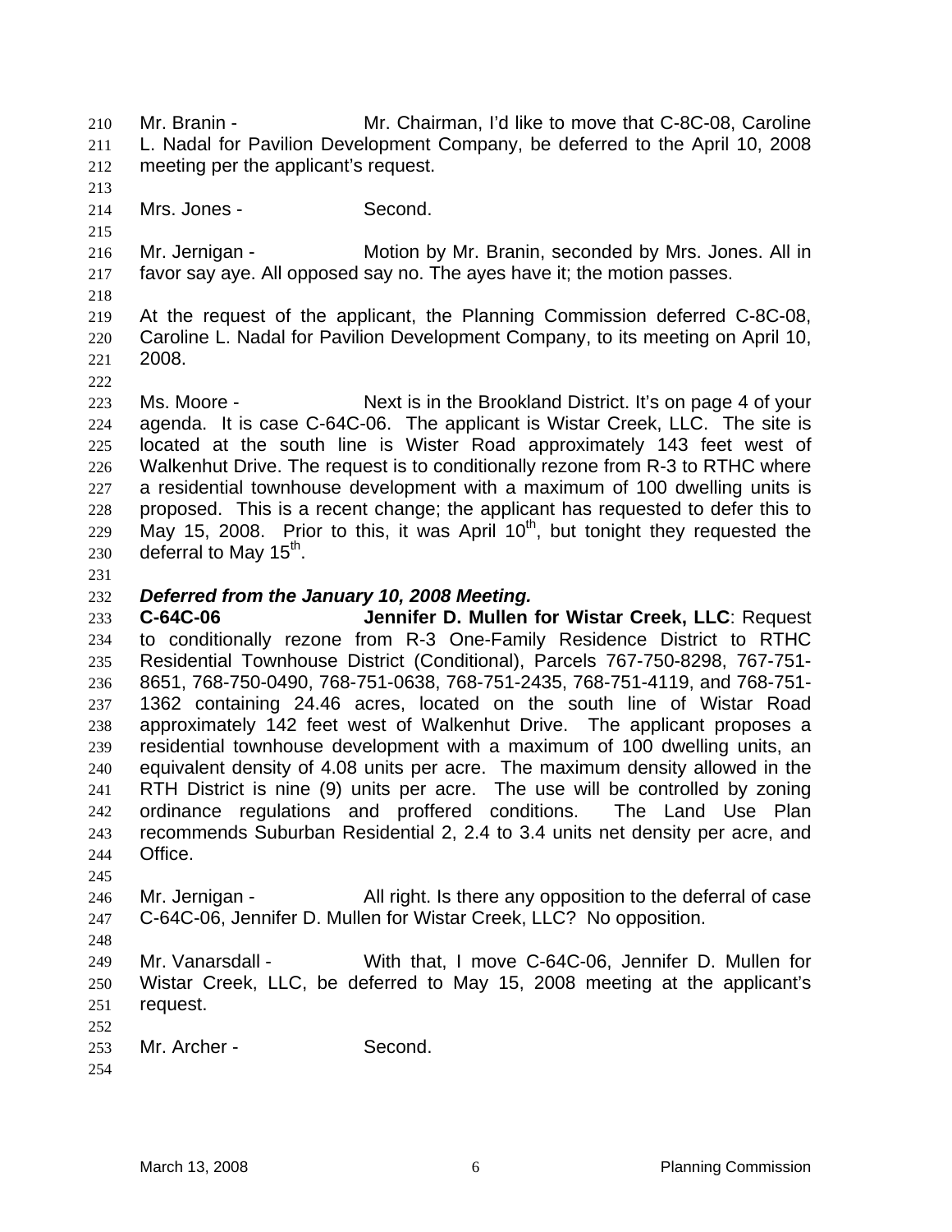Mr. Branin - Mr. Chairman, I'd like to move that C-8C-08, Caroline L. Nadal for Pavilion Development Company, be deferred to the April 10, 2008 meeting per the applicant's request.

Mrs. Jones - Second.

Mr. Jernigan - Motion by Mr. Branin, seconded by Mrs. Jones. All in favor say aye. All opposed say no. The ayes have it; the motion passes.

At the request of the applicant, the Planning Commission deferred C-8C-08, Caroline L. Nadal for Pavilion Development Company, to its meeting on April 10, 2008.

Ms. Moore - Next is in the Brookland District. It's on page 4 of your agenda. It is case C-64C-06. The applicant is Wistar Creek, LLC. The site is located at the south line is Wister Road approximately 143 feet west of Walkenhut Drive. The request is to conditionally rezone from R-3 to RTHC where a residential townhouse development with a maximum of 100 dwelling units is proposed. This is a recent change; the applicant has requested to defer this to May 15, 2008. Prior to this, it was April 10th, but tonight they requested the deferral to May 15th.

***Deferred from the January 10, 2008 Meeting.***

**C-64C-06 Jennifer D. Mullen for Wistar Creek, LLC**: Request to conditionally rezone from R-3 One-Family Residence District to RTHC Residential Townhouse District (Conditional), Parcels 767-750-8298, 767-751-8651, 768-750-0490, 768-751-0638, 768-751-2435, 768-751-4119, and 768-751-1362 containing 24.46 acres, located on the south line of Wistar Road approximately 142 feet west of Walkenhut Drive. The applicant proposes a residential townhouse development with a maximum of 100 dwelling units, an equivalent density of 4.08 units per acre. The maximum density allowed in the RTH District is nine (9) units per acre. The use will be controlled by zoning ordinance regulations and proffered conditions. The Land Use Plan recommends Suburban Residential 2, 2.4 to 3.4 units net density per acre, and Office.

Mr. Jernigan - All right. Is there any opposition to the deferral of case C-64C-06, Jennifer D. Mullen for Wistar Creek, LLC? No opposition.

Mr. Vanarsdall - With that, I move C-64C-06, Jennifer D. Mullen for Wistar Creek, LLC, be deferred to May 15, 2008 meeting at the applicant's request.

Mr. Archer - Second.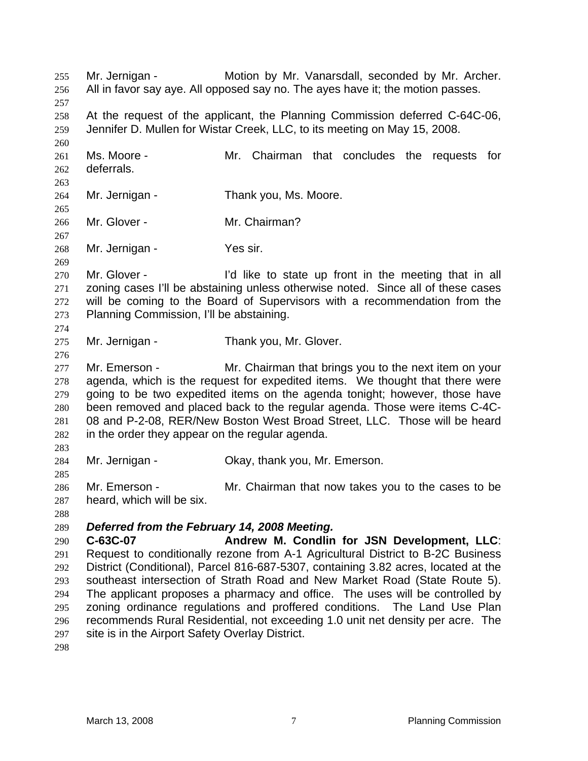Mr. Jernigan - Motion by Mr. Vanarsdall, seconded by Mr. Archer. All in favor say aye. All opposed say no. The ayes have it; the motion passes.

At the request of the applicant, the Planning Commission deferred C-64C-06, Jennifer D. Mullen for Wistar Creek, LLC, to its meeting on May 15, 2008.

Ms. Moore - Mr. Chairman that concludes the requests for deferrals.

Mr. Jernigan - Thank you, Ms. Moore.

Mr. Glover - Mr. Chairman?

Mr. Jernigan - Yes sir.

Mr. Glover - I'd like to state up front in the meeting that in all zoning cases I'll be abstaining unless otherwise noted. Since all of these cases will be coming to the Board of Supervisors with a recommendation from the Planning Commission, I'll be abstaining.

Mr. Jernigan - Thank you, Mr. Glover.

Mr. Emerson - Mr. Chairman that brings you to the next item on your agenda, which is the request for expedited items. We thought that there were going to be two expedited items on the agenda tonight; however, those have been removed and placed back to the regular agenda. Those were items C-4C-08 and P-2-08, RER/New Boston West Broad Street, LLC. Those will be heard in the order they appear on the regular agenda.

Mr. Jernigan - Okay, thank you, Mr. Emerson.

Mr. Emerson - Mr. Chairman that now takes you to the cases to be heard, which will be six.

***Deferred from the February 14, 2008 Meeting.***

**C-63C-07** **Andrew M. Condlin for JSN Development, LLC**: Request to conditionally rezone from A-1 Agricultural District to B-2C Business District (Conditional), Parcel 816-687-5307, containing 3.82 acres, located at the southeast intersection of Strath Road and New Market Road (State Route 5). The applicant proposes a pharmacy and office. The uses will be controlled by zoning ordinance regulations and proffered conditions. The Land Use Plan recommends Rural Residential, not exceeding 1.0 unit net density per acre. The site is in the Airport Safety Overlay District.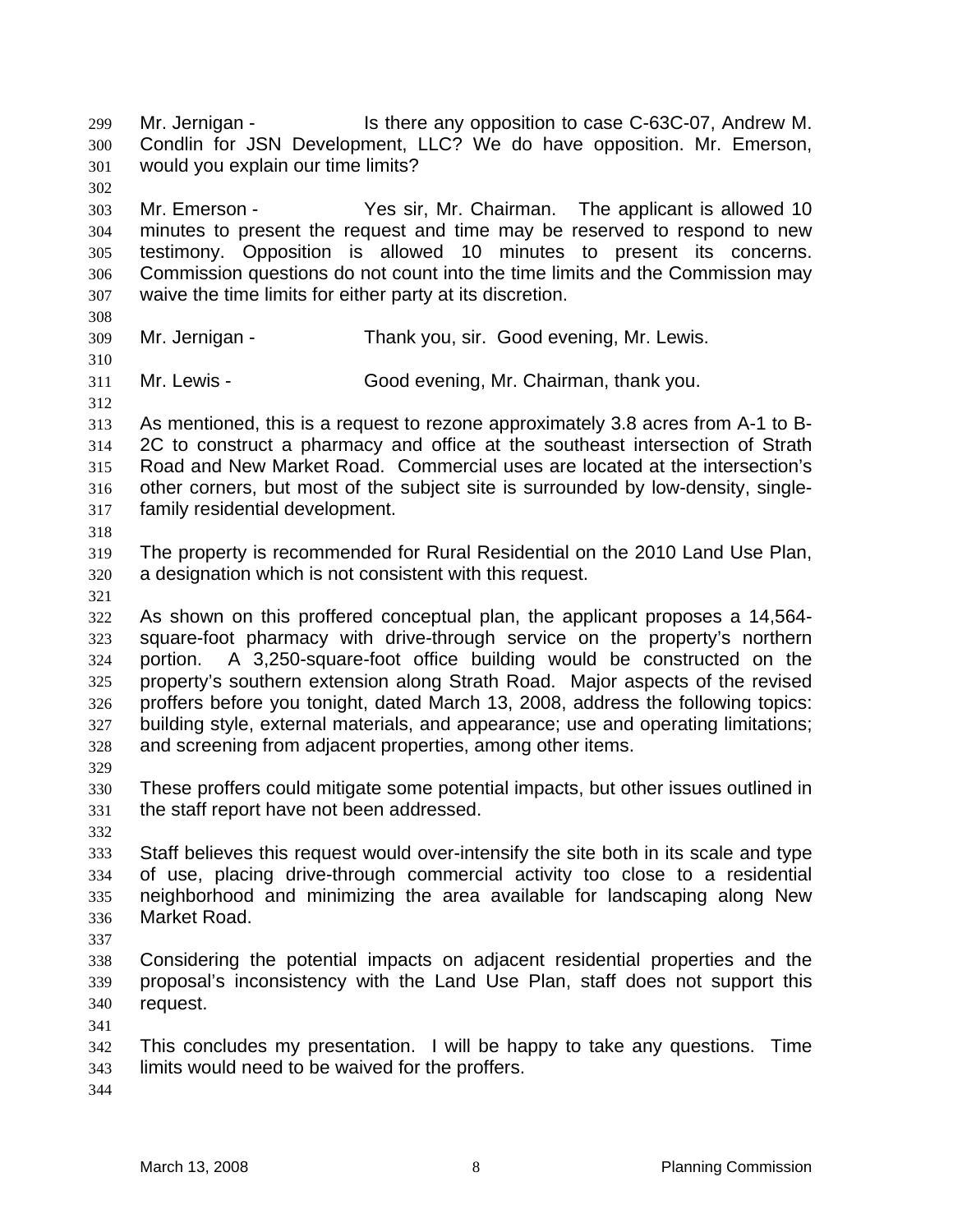Mr. Jernigan - Is there any opposition to case C-63C-07, Andrew M. Condlin for JSN Development, LLC? We do have opposition. Mr. Emerson, would you explain our time limits?

Mr. Emerson - Yes sir, Mr. Chairman. The applicant is allowed 10 minutes to present the request and time may be reserved to respond to new testimony. Opposition is allowed 10 minutes to present its concerns. Commission questions do not count into the time limits and the Commission may waive the time limits for either party at its discretion.

Mr. Jernigan - Thank you, sir. Good evening, Mr. Lewis.

Mr. Lewis - Good evening, Mr. Chairman, thank you.

As mentioned, this is a request to rezone approximately 3.8 acres from A-1 to B-2C to construct a pharmacy and office at the southeast intersection of Strath Road and New Market Road. Commercial uses are located at the intersection's other corners, but most of the subject site is surrounded by low-density, single-family residential development.

The property is recommended for Rural Residential on the 2010 Land Use Plan, a designation which is not consistent with this request.

As shown on this proffered conceptual plan, the applicant proposes a 14,564-square-foot pharmacy with drive-through service on the property's northern portion. A 3,250-square-foot office building would be constructed on the property's southern extension along Strath Road. Major aspects of the revised proffers before you tonight, dated March 13, 2008, address the following topics: building style, external materials, and appearance; use and operating limitations; and screening from adjacent properties, among other items.

These proffers could mitigate some potential impacts, but other issues outlined in the staff report have not been addressed.

Staff believes this request would over-intensify the site both in its scale and type of use, placing drive-through commercial activity too close to a residential neighborhood and minimizing the area available for landscaping along New Market Road.

Considering the potential impacts on adjacent residential properties and the proposal's inconsistency with the Land Use Plan, staff does not support this request.

This concludes my presentation. I will be happy to take any questions. Time limits would need to be waived for the proffers.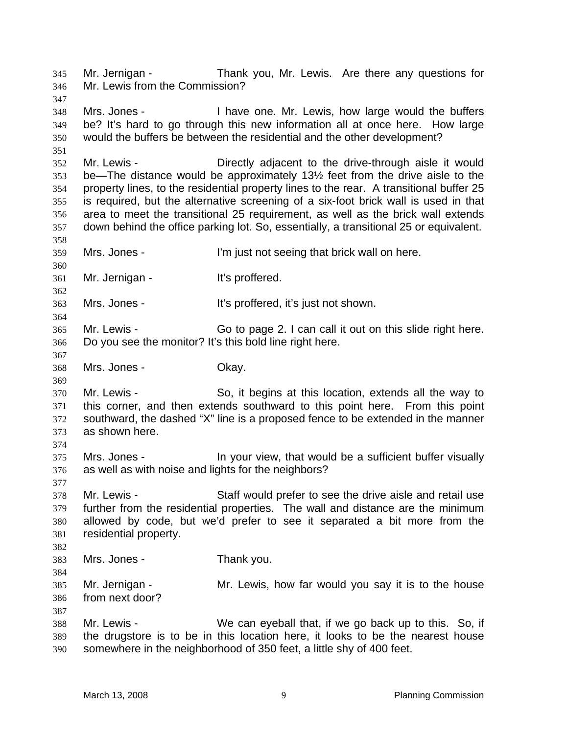Mr. Jernigan - Thank you, Mr. Lewis. Are there any questions for Mr. Lewis from the Commission?

Mrs. Jones - I have one. Mr. Lewis, how large would the buffers be? It's hard to go through this new information all at once here. How large would the buffers be between the residential and the other development?

Mr. Lewis - Directly adjacent to the drive-through aisle it would be—The distance would be approximately 13½ feet from the drive aisle to the property lines, to the residential property lines to the rear. A transitional buffer 25 is required, but the alternative screening of a six-foot brick wall is used in that area to meet the transitional 25 requirement, as well as the brick wall extends down behind the office parking lot. So, essentially, a transitional 25 or equivalent.

Mrs. Jones - I'm just not seeing that brick wall on here.

Mr. Jernigan - It's proffered.

Mrs. Jones - It's proffered, it's just not shown.

Mr. Lewis - Go to page 2. I can call it out on this slide right here. Do you see the monitor? It's this bold line right here.

Mrs. Jones - Okay.

Mr. Lewis - So, it begins at this location, extends all the way to this corner, and then extends southward to this point here. From this point southward, the dashed "X" line is a proposed fence to be extended in the manner as shown here.

Mrs. Jones - In your view, that would be a sufficient buffer visually as well as with noise and lights for the neighbors?

Mr. Lewis - Staff would prefer to see the drive aisle and retail use further from the residential properties. The wall and distance are the minimum allowed by code, but we'd prefer to see it separated a bit more from the residential property.

Mrs. Jones - Thank you.

Mr. Jernigan - Mr. Lewis, how far would you say it is to the house from next door?

Mr. Lewis - We can eyeball that, if we go back up to this. So, if the drugstore is to be in this location here, it looks to be the nearest house somewhere in the neighborhood of 350 feet, a little shy of 400 feet.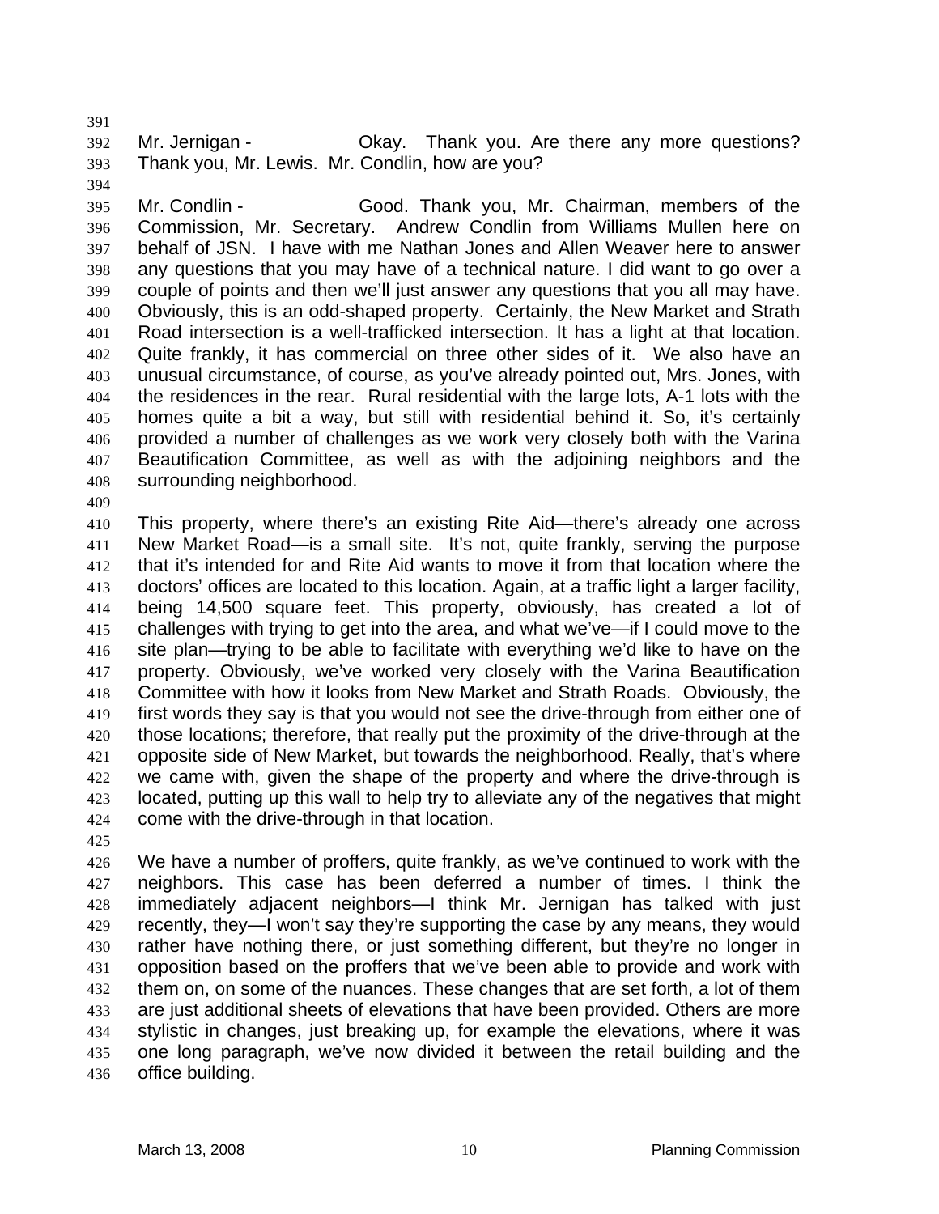Mr. Jernigan - Okay. Thank you. Are there any more questions? Thank you, Mr. Lewis. Mr. Condlin, how are you?

Mr. Condlin - Good. Thank you, Mr. Chairman, members of the Commission, Mr. Secretary. Andrew Condlin from Williams Mullen here on behalf of JSN. I have with me Nathan Jones and Allen Weaver here to answer any questions that you may have of a technical nature. I did want to go over a couple of points and then we'll just answer any questions that you all may have. Obviously, this is an odd-shaped property. Certainly, the New Market and Strath Road intersection is a well-trafficked intersection. It has a light at that location. Quite frankly, it has commercial on three other sides of it. We also have an unusual circumstance, of course, as you've already pointed out, Mrs. Jones, with the residences in the rear. Rural residential with the large lots, A-1 lots with the homes quite a bit a way, but still with residential behind it. So, it's certainly provided a number of challenges as we work very closely both with the Varina Beautification Committee, as well as with the adjoining neighbors and the surrounding neighborhood.

This property, where there's an existing Rite Aid—there's already one across New Market Road—is a small site. It's not, quite frankly, serving the purpose that it's intended for and Rite Aid wants to move it from that location where the doctors' offices are located to this location. Again, at a traffic light a larger facility, being 14,500 square feet. This property, obviously, has created a lot of challenges with trying to get into the area, and what we've—if I could move to the site plan—trying to be able to facilitate with everything we'd like to have on the property. Obviously, we've worked very closely with the Varina Beautification Committee with how it looks from New Market and Strath Roads. Obviously, the first words they say is that you would not see the drive-through from either one of those locations; therefore, that really put the proximity of the drive-through at the opposite side of New Market, but towards the neighborhood. Really, that's where we came with, given the shape of the property and where the drive-through is located, putting up this wall to help try to alleviate any of the negatives that might come with the drive-through in that location.

We have a number of proffers, quite frankly, as we've continued to work with the neighbors. This case has been deferred a number of times. I think the immediately adjacent neighbors—I think Mr. Jernigan has talked with just recently, they—I won't say they're supporting the case by any means, they would rather have nothing there, or just something different, but they're no longer in opposition based on the proffers that we've been able to provide and work with them on, on some of the nuances. These changes that are set forth, a lot of them are just additional sheets of elevations that have been provided. Others are more stylistic in changes, just breaking up, for example the elevations, where it was one long paragraph, we've now divided it between the retail building and the office building.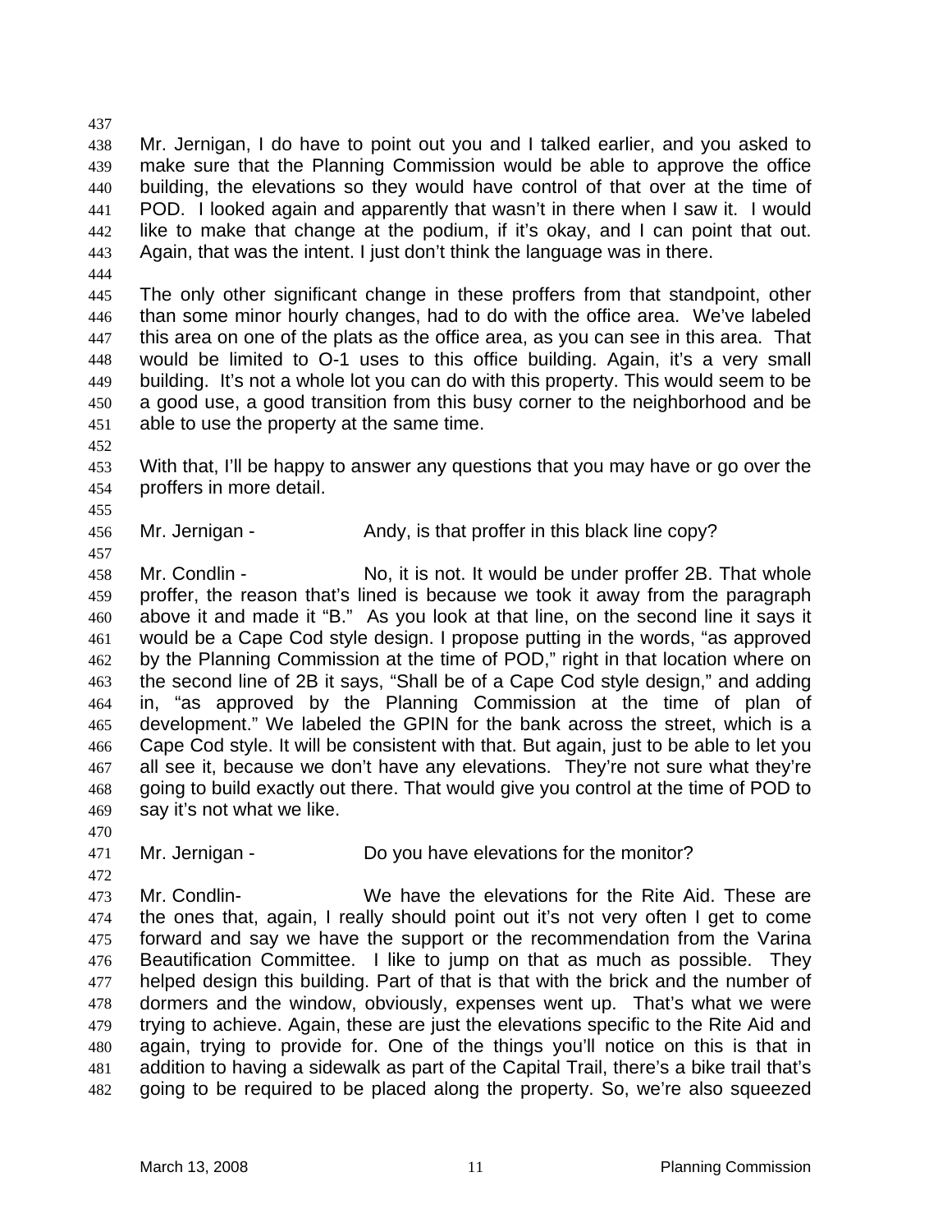Mr. Jernigan, I do have to point out you and I talked earlier, and you asked to make sure that the Planning Commission would be able to approve the office building, the elevations so they would have control of that over at the time of POD. I looked again and apparently that wasn't in there when I saw it. I would like to make that change at the podium, if it's okay, and I can point that out. Again, that was the intent. I just don't think the language was in there.

The only other significant change in these proffers from that standpoint, other than some minor hourly changes, had to do with the office area. We've labeled this area on one of the plats as the office area, as you can see in this area. That would be limited to O-1 uses to this office building. Again, it's a very small building. It's not a whole lot you can do with this property. This would seem to be a good use, a good transition from this busy corner to the neighborhood and be able to use the property at the same time.

With that, I'll be happy to answer any questions that you may have or go over the proffers in more detail.

Mr. Jernigan - Andy, is that proffer in this black line copy?

Mr. Condlin - No, it is not. It would be under proffer 2B. That whole proffer, the reason that's lined is because we took it away from the paragraph above it and made it "B." As you look at that line, on the second line it says it would be a Cape Cod style design. I propose putting in the words, "as approved by the Planning Commission at the time of POD," right in that location where on the second line of 2B it says, "Shall be of a Cape Cod style design," and adding in, "as approved by the Planning Commission at the time of plan of development." We labeled the GPIN for the bank across the street, which is a Cape Cod style. It will be consistent with that. But again, just to be able to let you all see it, because we don't have any elevations. They're not sure what they're going to build exactly out there. That would give you control at the time of POD to say it's not what we like.

Mr. Jernigan - Do you have elevations for the monitor?

Mr. Condlin- We have the elevations for the Rite Aid. These are the ones that, again, I really should point out it's not very often I get to come forward and say we have the support or the recommendation from the Varina Beautification Committee. I like to jump on that as much as possible. They helped design this building. Part of that is that with the brick and the number of dormers and the window, obviously, expenses went up. That's what we were trying to achieve. Again, these are just the elevations specific to the Rite Aid and again, trying to provide for. One of the things you'll notice on this is that in addition to having a sidewalk as part of the Capital Trail, there's a bike trail that's going to be required to be placed along the property. So, we're also squeezed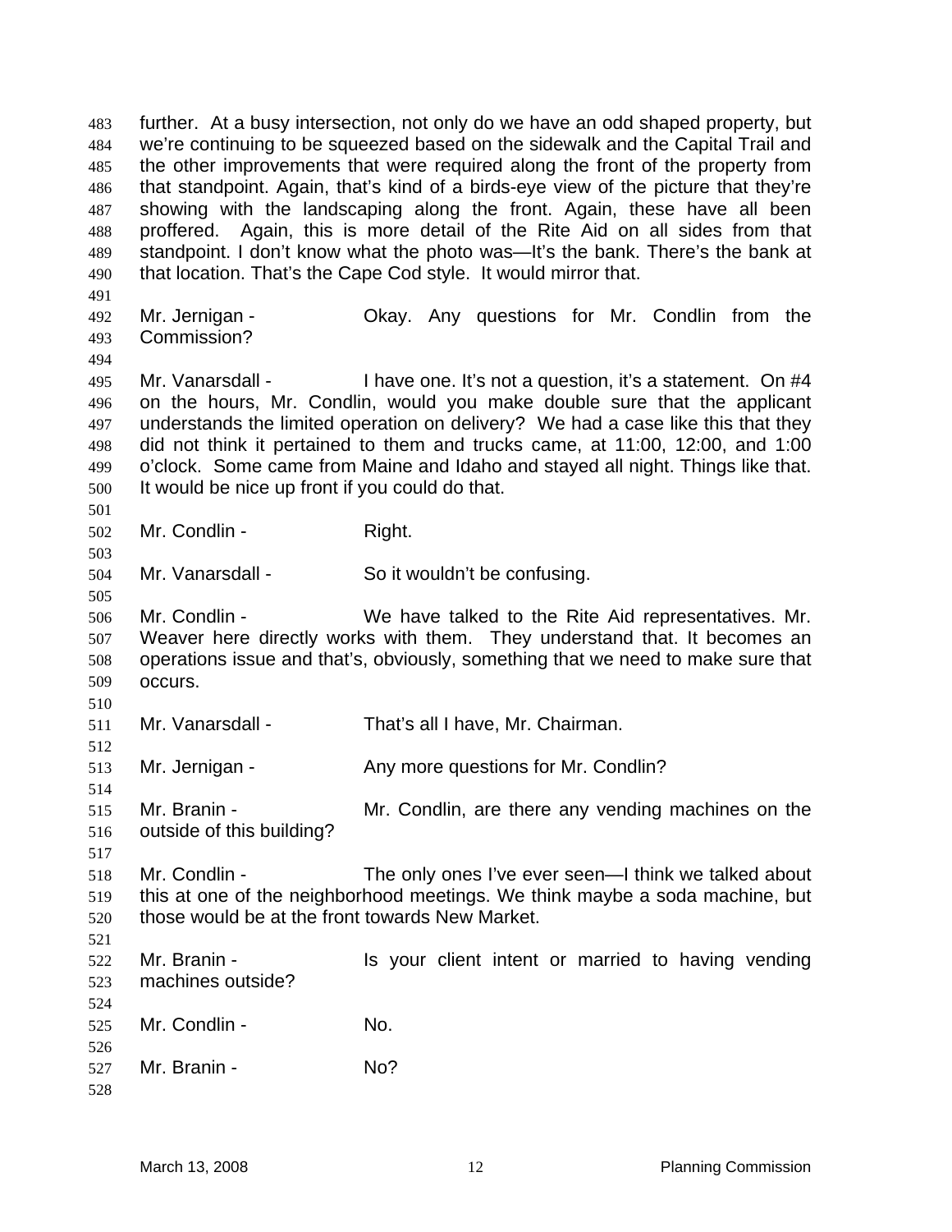further. At a busy intersection, not only do we have an odd shaped property, but we're continuing to be squeezed based on the sidewalk and the Capital Trail and the other improvements that were required along the front of the property from that standpoint. Again, that's kind of a birds-eye view of the picture that they're showing with the landscaping along the front. Again, these have all been proffered. Again, this is more detail of the Rite Aid on all sides from that standpoint. I don't know what the photo was—It's the bank. There's the bank at that location. That's the Cape Cod style. It would mirror that.

Mr. Jernigan - Okay. Any questions for Mr. Condlin from the Commission?

Mr. Vanarsdall - I have one. It's not a question, it's a statement. On #4 on the hours, Mr. Condlin, would you make double sure that the applicant understands the limited operation on delivery? We had a case like this that they did not think it pertained to them and trucks came, at 11:00, 12:00, and 1:00 o'clock. Some came from Maine and Idaho and stayed all night. Things like that. It would be nice up front if you could do that.

Mr. Condlin - Right.

Mr. Vanarsdall - So it wouldn't be confusing.

Mr. Condlin - We have talked to the Rite Aid representatives. Mr. Weaver here directly works with them. They understand that. It becomes an operations issue and that's, obviously, something that we need to make sure that occurs.

Mr. Vanarsdall - That's all I have, Mr. Chairman.

Mr. Jernigan - Any more questions for Mr. Condlin?

Mr. Branin - Mr. Condlin, are there any vending machines on the outside of this building?

Mr. Condlin - The only ones I've ever seen—I think we talked about this at one of the neighborhood meetings. We think maybe a soda machine, but those would be at the front towards New Market.

Mr. Branin - Is your client intent or married to having vending machines outside?

Mr. Condlin - No.

Mr. Branin - No?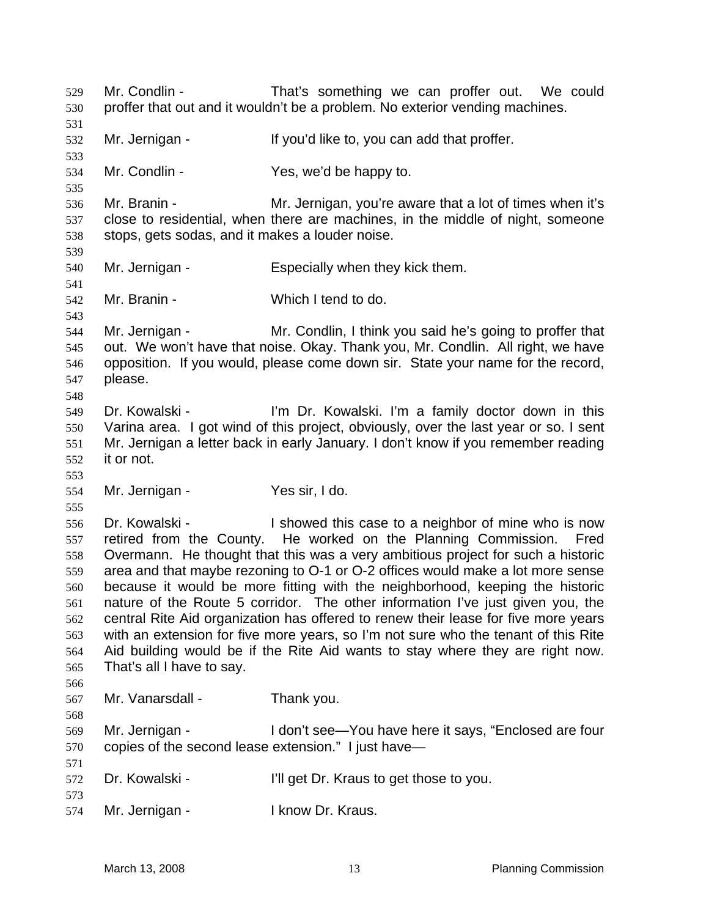Mr. Condlin - That's something we can proffer out. We could proffer that out and it wouldn't be a problem. No exterior vending machines.

Mr. Jernigan - If you'd like to, you can add that proffer.

Mr. Condlin - Yes, we'd be happy to.

Mr. Branin - Mr. Jernigan, you're aware that a lot of times when it's close to residential, when there are machines, in the middle of night, someone stops, gets sodas, and it makes a louder noise.

Mr. Jernigan - Especially when they kick them.

Mr. Branin - Which I tend to do.

Mr. Jernigan - Mr. Condlin, I think you said he's going to proffer that out. We won't have that noise. Okay. Thank you, Mr. Condlin. All right, we have opposition. If you would, please come down sir. State your name for the record, please.

Dr. Kowalski - I'm Dr. Kowalski. I'm a family doctor down in this Varina area. I got wind of this project, obviously, over the last year or so. I sent Mr. Jernigan a letter back in early January. I don't know if you remember reading it or not.

Mr. Jernigan - Yes sir, I do.

Dr. Kowalski - I showed this case to a neighbor of mine who is now retired from the County. He worked on the Planning Commission. Fred Overmann. He thought that this was a very ambitious project for such a historic area and that maybe rezoning to O-1 or O-2 offices would make a lot more sense because it would be more fitting with the neighborhood, keeping the historic nature of the Route 5 corridor. The other information I've just given you, the central Rite Aid organization has offered to renew their lease for five more years with an extension for five more years, so I'm not sure who the tenant of this Rite Aid building would be if the Rite Aid wants to stay where they are right now. That's all I have to say.

Mr. Vanarsdall - Thank you.

Mr. Jernigan - I don't see—You have here it says, "Enclosed are four copies of the second lease extension." I just have—

Dr. Kowalski - I'll get Dr. Kraus to get those to you.

Mr. Jernigan - I know Dr. Kraus.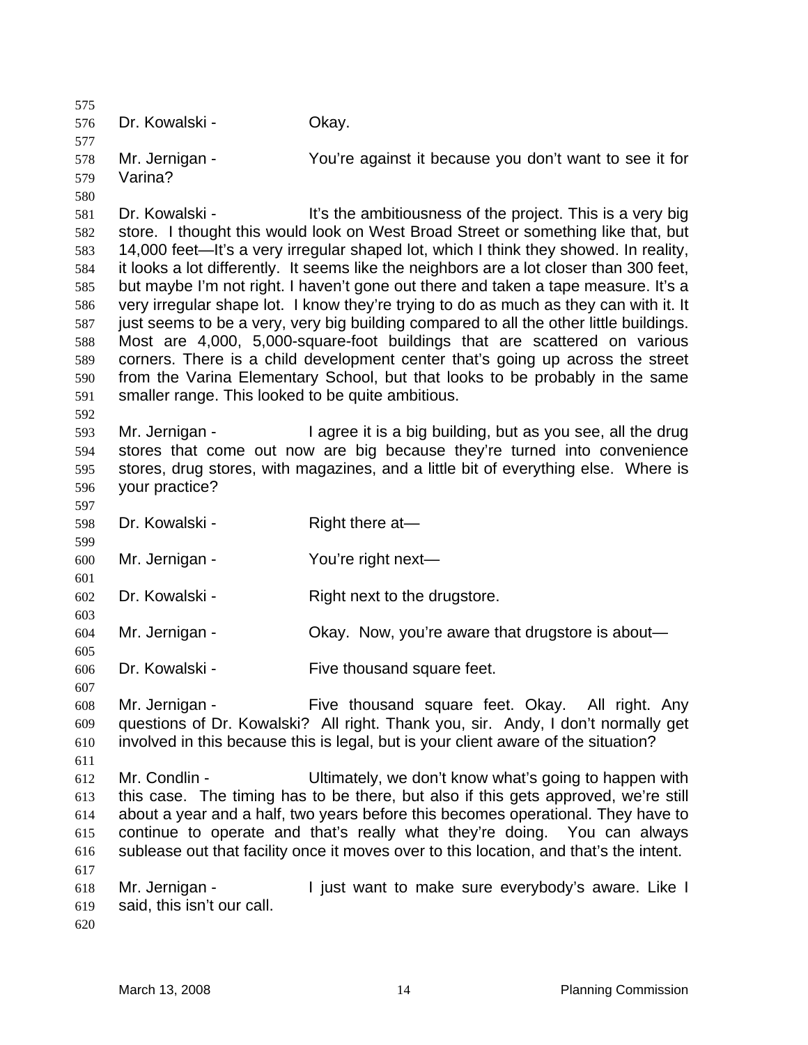Dr. Kowalski - Okay.

Mr. Jernigan - You're against it because you don't want to see it for Varina?

Dr. Kowalski - It's the ambitiousness of the project. This is a very big store. I thought this would look on West Broad Street or something like that, but 14,000 feet—It's a very irregular shaped lot, which I think they showed. In reality, it looks a lot differently. It seems like the neighbors are a lot closer than 300 feet, but maybe I'm not right. I haven't gone out there and taken a tape measure. It's a very irregular shape lot. I know they're trying to do as much as they can with it. It just seems to be a very, very big building compared to all the other little buildings. Most are 4,000, 5,000-square-foot buildings that are scattered on various corners. There is a child development center that's going up across the street from the Varina Elementary School, but that looks to be probably in the same smaller range. This looked to be quite ambitious.

Mr. Jernigan - I agree it is a big building, but as you see, all the drug stores that come out now are big because they're turned into convenience stores, drug stores, with magazines, and a little bit of everything else. Where is your practice?

Dr. Kowalski - Right there at—

Mr. Jernigan - You're right next—

Dr. Kowalski - Right next to the drugstore.

Mr. Jernigan - Okay. Now, you're aware that drugstore is about—

Dr. Kowalski - Five thousand square feet.

Mr. Jernigan - Five thousand square feet. Okay. All right. Any questions of Dr. Kowalski? All right. Thank you, sir. Andy, I don't normally get involved in this because this is legal, but is your client aware of the situation?

Mr. Condlin - Ultimately, we don't know what's going to happen with this case. The timing has to be there, but also if this gets approved, we're still about a year and a half, two years before this becomes operational. They have to continue to operate and that's really what they're doing. You can always sublease out that facility once it moves over to this location, and that's the intent.

Mr. Jernigan - I just want to make sure everybody's aware. Like I said, this isn't our call.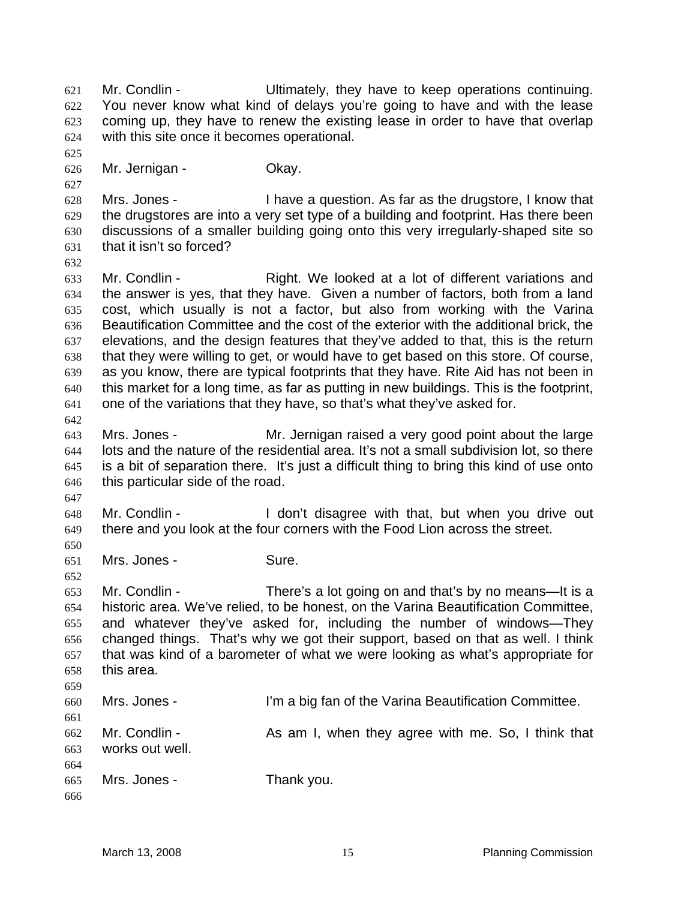Mr. Condlin - Ultimately, they have to keep operations continuing. You never know what kind of delays you're going to have and with the lease coming up, they have to renew the existing lease in order to have that overlap with this site once it becomes operational.

Mr. Jernigan - Okay.

Mrs. Jones - I have a question. As far as the drugstore, I know that the drugstores are into a very set type of a building and footprint. Has there been discussions of a smaller building going onto this very irregularly-shaped site so that it isn't so forced?

Mr. Condlin - Right. We looked at a lot of different variations and the answer is yes, that they have. Given a number of factors, both from a land cost, which usually is not a factor, but also from working with the Varina Beautification Committee and the cost of the exterior with the additional brick, the elevations, and the design features that they've added to that, this is the return that they were willing to get, or would have to get based on this store. Of course, as you know, there are typical footprints that they have. Rite Aid has not been in this market for a long time, as far as putting in new buildings. This is the footprint, one of the variations that they have, so that's what they've asked for.

Mrs. Jones - Mr. Jernigan raised a very good point about the large lots and the nature of the residential area. It's not a small subdivision lot, so there is a bit of separation there. It's just a difficult thing to bring this kind of use onto this particular side of the road.

Mr. Condlin - I don't disagree with that, but when you drive out there and you look at the four corners with the Food Lion across the street.

Mrs. Jones - Sure.

Mr. Condlin - There's a lot going on and that's by no means—It is a historic area. We've relied, to be honest, on the Varina Beautification Committee, and whatever they've asked for, including the number of windows—They changed things. That's why we got their support, based on that as well. I think that was kind of a barometer of what we were looking as what's appropriate for this area.

Mrs. Jones - I'm a big fan of the Varina Beautification Committee.

Mr. Condlin - As am I, when they agree with me. So, I think that works out well.

Mrs. Jones - Thank you.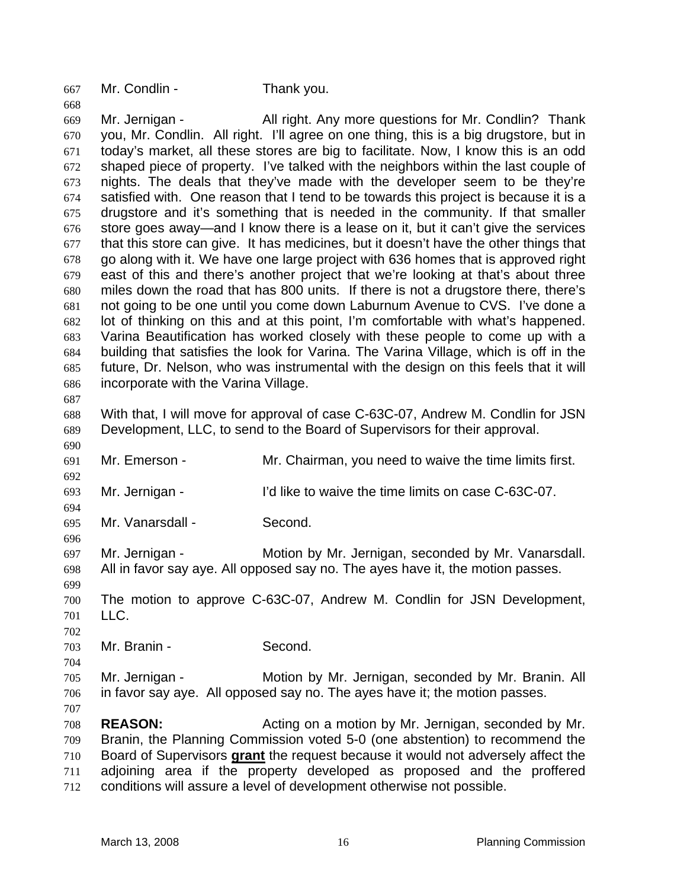Mr. Condlin - Thank you.

Mr. Jernigan - All right. Any more questions for Mr. Condlin? Thank you, Mr. Condlin. All right. I'll agree on one thing, this is a big drugstore, but in today's market, all these stores are big to facilitate. Now, I know this is an odd shaped piece of property. I've talked with the neighbors within the last couple of nights. The deals that they've made with the developer seem to be they're satisfied with. One reason that I tend to be towards this project is because it is a drugstore and it's something that is needed in the community. If that smaller store goes away—and I know there is a lease on it, but it can't give the services that this store can give. It has medicines, but it doesn't have the other things that go along with it. We have one large project with 636 homes that is approved right east of this and there's another project that we're looking at that's about three miles down the road that has 800 units. If there is not a drugstore there, there's not going to be one until you come down Laburnum Avenue to CVS. I've done a lot of thinking on this and at this point, I'm comfortable with what's happened. Varina Beautification has worked closely with these people to come up with a building that satisfies the look for Varina. The Varina Village, which is off in the future, Dr. Nelson, who was instrumental with the design on this feels that it will incorporate with the Varina Village.

With that, I will move for approval of case C-63C-07, Andrew M. Condlin for JSN Development, LLC, to send to the Board of Supervisors for their approval.

Mr. Emerson - Mr. Chairman, you need to waive the time limits first.

Mr. Jernigan - I'd like to waive the time limits on case C-63C-07.

Mr. Vanarsdall - Second.

Mr. Jernigan - Motion by Mr. Jernigan, seconded by Mr. Vanarsdall. All in favor say aye. All opposed say no. The ayes have it, the motion passes.

The motion to approve C-63C-07, Andrew M. Condlin for JSN Development, LLC.

Mr. Branin - Second.

Mr. Jernigan - Motion by Mr. Jernigan, seconded by Mr. Branin. All in favor say aye. All opposed say no. The ayes have it; the motion passes.

**REASON:** Acting on a motion by Mr. Jernigan, seconded by Mr. Branin, the Planning Commission voted 5-0 (one abstention) to recommend the Board of Supervisors **grant** the request because it would not adversely affect the adjoining area if the property developed as proposed and the proffered conditions will assure a level of development otherwise not possible.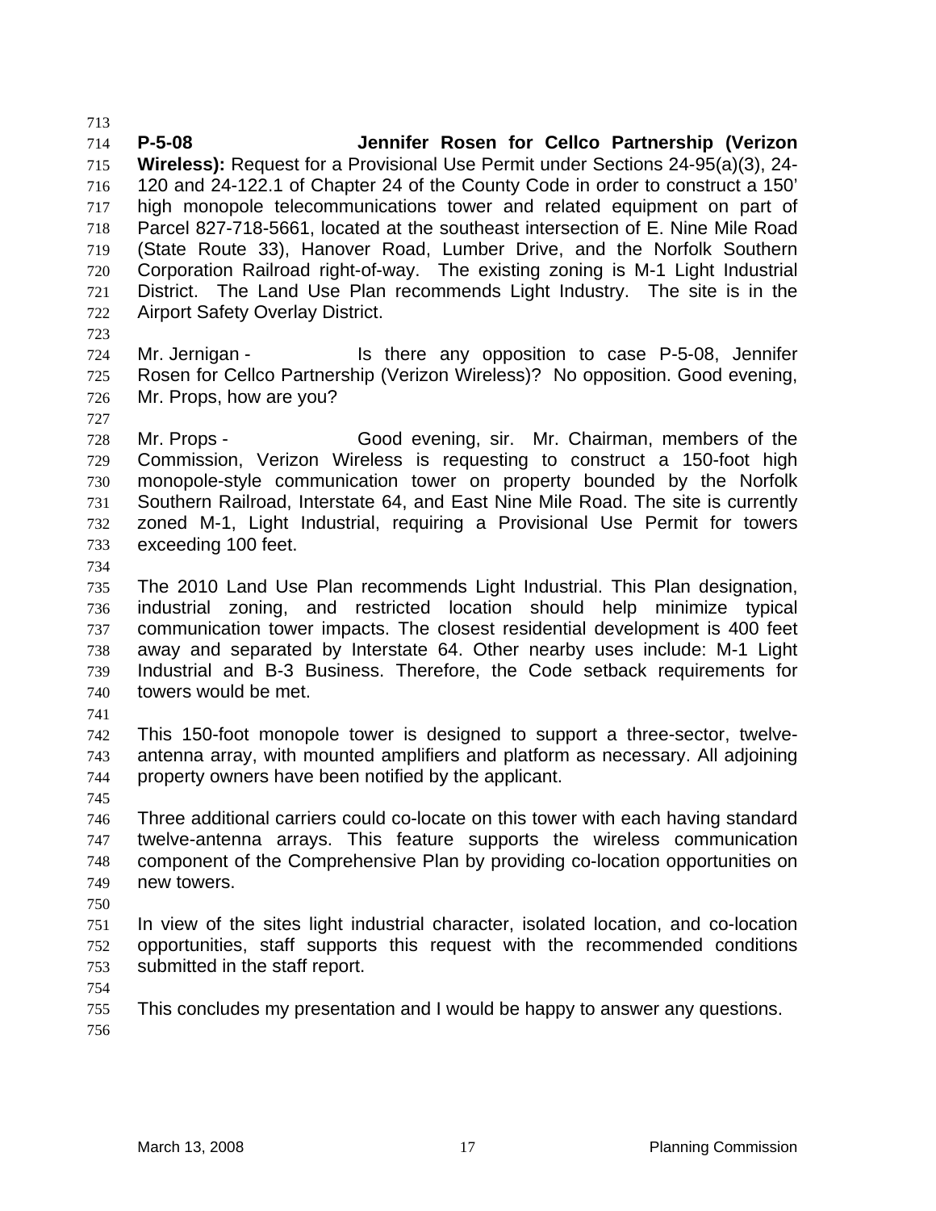**P-5-08 Jennifer Rosen for Cellco Partnership (Verizon Wireless):** Request for a Provisional Use Permit under Sections 24-95(a)(3), 24-120 and 24-122.1 of Chapter 24 of the County Code in order to construct a 150' high monopole telecommunications tower and related equipment on part of Parcel 827-718-5661, located at the southeast intersection of E. Nine Mile Road (State Route 33), Hanover Road, Lumber Drive, and the Norfolk Southern Corporation Railroad right-of-way. The existing zoning is M-1 Light Industrial District. The Land Use Plan recommends Light Industry. The site is in the Airport Safety Overlay District.

Mr. Jernigan - Is there any opposition to case P-5-08, Jennifer Rosen for Cellco Partnership (Verizon Wireless)? No opposition. Good evening, Mr. Props, how are you?

Mr. Props - Good evening, sir. Mr. Chairman, members of the Commission, Verizon Wireless is requesting to construct a 150-foot high monopole-style communication tower on property bounded by the Norfolk Southern Railroad, Interstate 64, and East Nine Mile Road. The site is currently zoned M-1, Light Industrial, requiring a Provisional Use Permit for towers exceeding 100 feet.

The 2010 Land Use Plan recommends Light Industrial. This Plan designation, industrial zoning, and restricted location should help minimize typical communication tower impacts. The closest residential development is 400 feet away and separated by Interstate 64. Other nearby uses include: M-1 Light Industrial and B-3 Business. Therefore, the Code setback requirements for towers would be met.

This 150-foot monopole tower is designed to support a three-sector, twelve-antenna array, with mounted amplifiers and platform as necessary. All adjoining property owners have been notified by the applicant.

Three additional carriers could co-locate on this tower with each having standard twelve-antenna arrays. This feature supports the wireless communication component of the Comprehensive Plan by providing co-location opportunities on new towers.

In view of the sites light industrial character, isolated location, and co-location opportunities, staff supports this request with the recommended conditions submitted in the staff report.

This concludes my presentation and I would be happy to answer any questions.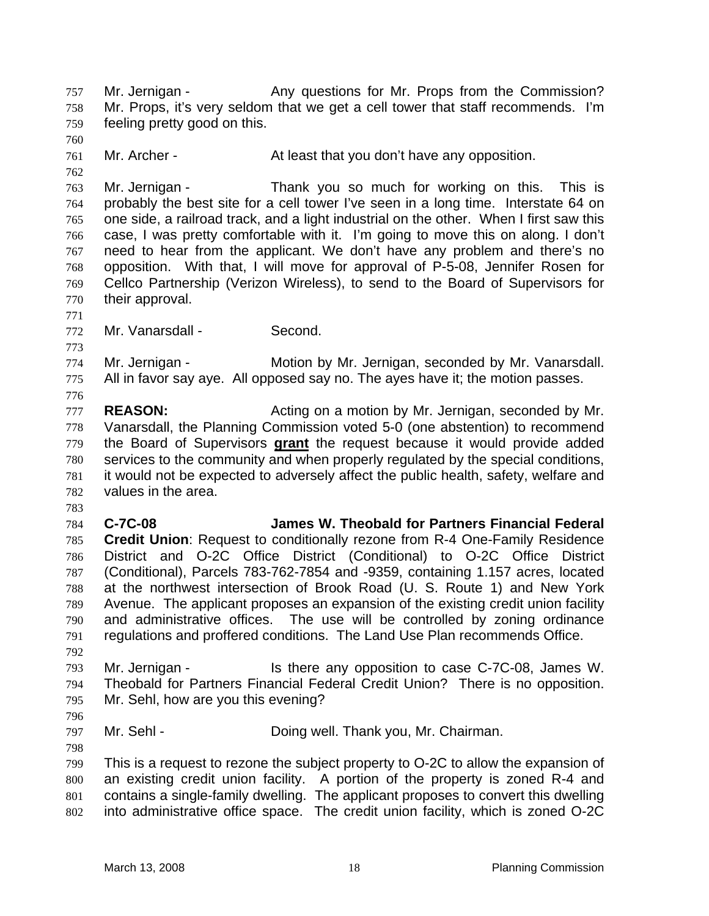Mr. Jernigan - Any questions for Mr. Props from the Commission? Mr. Props, it's very seldom that we get a cell tower that staff recommends. I'm feeling pretty good on this.

Mr. Archer - At least that you don't have any opposition.

Mr. Jernigan - Thank you so much for working on this. This is probably the best site for a cell tower I've seen in a long time. Interstate 64 on one side, a railroad track, and a light industrial on the other. When I first saw this case, I was pretty comfortable with it. I'm going to move this on along. I don't need to hear from the applicant. We don't have any problem and there's no opposition. With that, I will move for approval of P-5-08, Jennifer Rosen for Cellco Partnership (Verizon Wireless), to send to the Board of Supervisors for their approval.

Mr. Vanarsdall - Second.

Mr. Jernigan - Motion by Mr. Jernigan, seconded by Mr. Vanarsdall. All in favor say aye. All opposed say no. The ayes have it; the motion passes.

**REASON:** Acting on a motion by Mr. Jernigan, seconded by Mr. Vanarsdall, the Planning Commission voted 5-0 (one abstention) to recommend the Board of Supervisors **grant** the request because it would provide added services to the community and when properly regulated by the special conditions, it would not be expected to adversely affect the public health, safety, welfare and values in the area.

**C-7C-08 James W. Theobald for Partners Financial Federal Credit Union**: Request to conditionally rezone from R-4 One-Family Residence District and O-2C Office District (Conditional) to O-2C Office District (Conditional), Parcels 783-762-7854 and -9359, containing 1.157 acres, located at the northwest intersection of Brook Road (U. S. Route 1) and New York Avenue. The applicant proposes an expansion of the existing credit union facility and administrative offices. The use will be controlled by zoning ordinance regulations and proffered conditions. The Land Use Plan recommends Office.

Mr. Jernigan - Is there any opposition to case C-7C-08, James W. Theobald for Partners Financial Federal Credit Union? There is no opposition. Mr. Sehl, how are you this evening?

Mr. Sehl - Doing well. Thank you, Mr. Chairman.

This is a request to rezone the subject property to O-2C to allow the expansion of an existing credit union facility. A portion of the property is zoned R-4 and contains a single-family dwelling. The applicant proposes to convert this dwelling into administrative office space. The credit union facility, which is zoned O-2C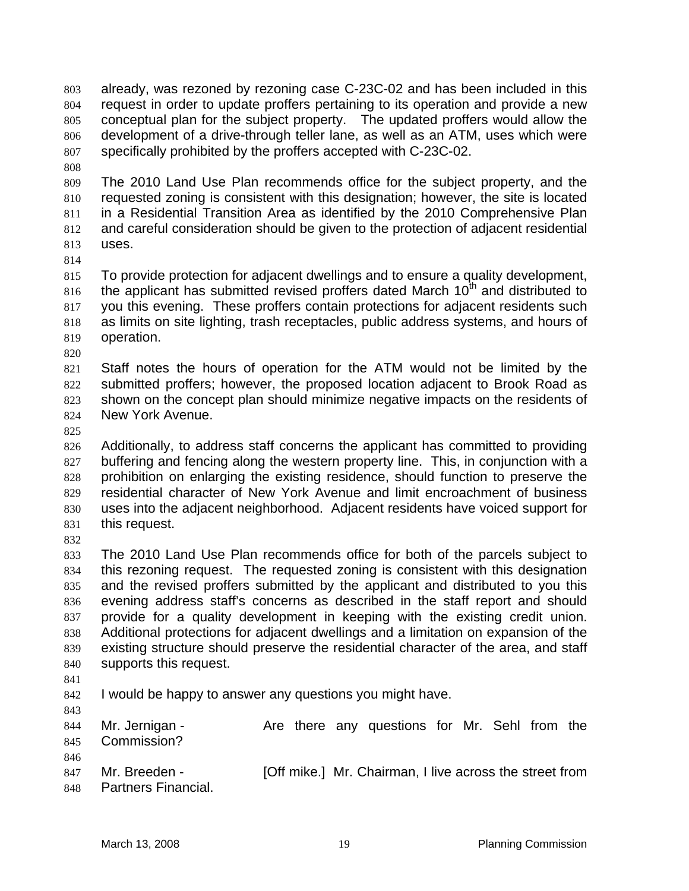already, was rezoned by rezoning case C-23C-02 and has been included in this request in order to update proffers pertaining to its operation and provide a new conceptual plan for the subject property. The updated proffers would allow the development of a drive-through teller lane, as well as an ATM, uses which were specifically prohibited by the proffers accepted with C-23C-02.

The 2010 Land Use Plan recommends office for the subject property, and the requested zoning is consistent with this designation; however, the site is located in a Residential Transition Area as identified by the 2010 Comprehensive Plan and careful consideration should be given to the protection of adjacent residential uses.

To provide protection for adjacent dwellings and to ensure a quality development, the applicant has submitted revised proffers dated March 10th and distributed to you this evening. These proffers contain protections for adjacent residents such as limits on site lighting, trash receptacles, public address systems, and hours of operation.

Staff notes the hours of operation for the ATM would not be limited by the submitted proffers; however, the proposed location adjacent to Brook Road as shown on the concept plan should minimize negative impacts on the residents of New York Avenue.

Additionally, to address staff concerns the applicant has committed to providing buffering and fencing along the western property line. This, in conjunction with a prohibition on enlarging the existing residence, should function to preserve the residential character of New York Avenue and limit encroachment of business uses into the adjacent neighborhood. Adjacent residents have voiced support for this request.

The 2010 Land Use Plan recommends office for both of the parcels subject to this rezoning request. The requested zoning is consistent with this designation and the revised proffers submitted by the applicant and distributed to you this evening address staff's concerns as described in the staff report and should provide for a quality development in keeping with the existing credit union. Additional protections for adjacent dwellings and a limitation on expansion of the existing structure should preserve the residential character of the area, and staff supports this request.

I would be happy to answer any questions you might have.

Mr. Jernigan - Are there any questions for Mr. Sehl from the Commission?

Mr. Breeden - [Off mike.] Mr. Chairman, I live across the street from Partners Financial.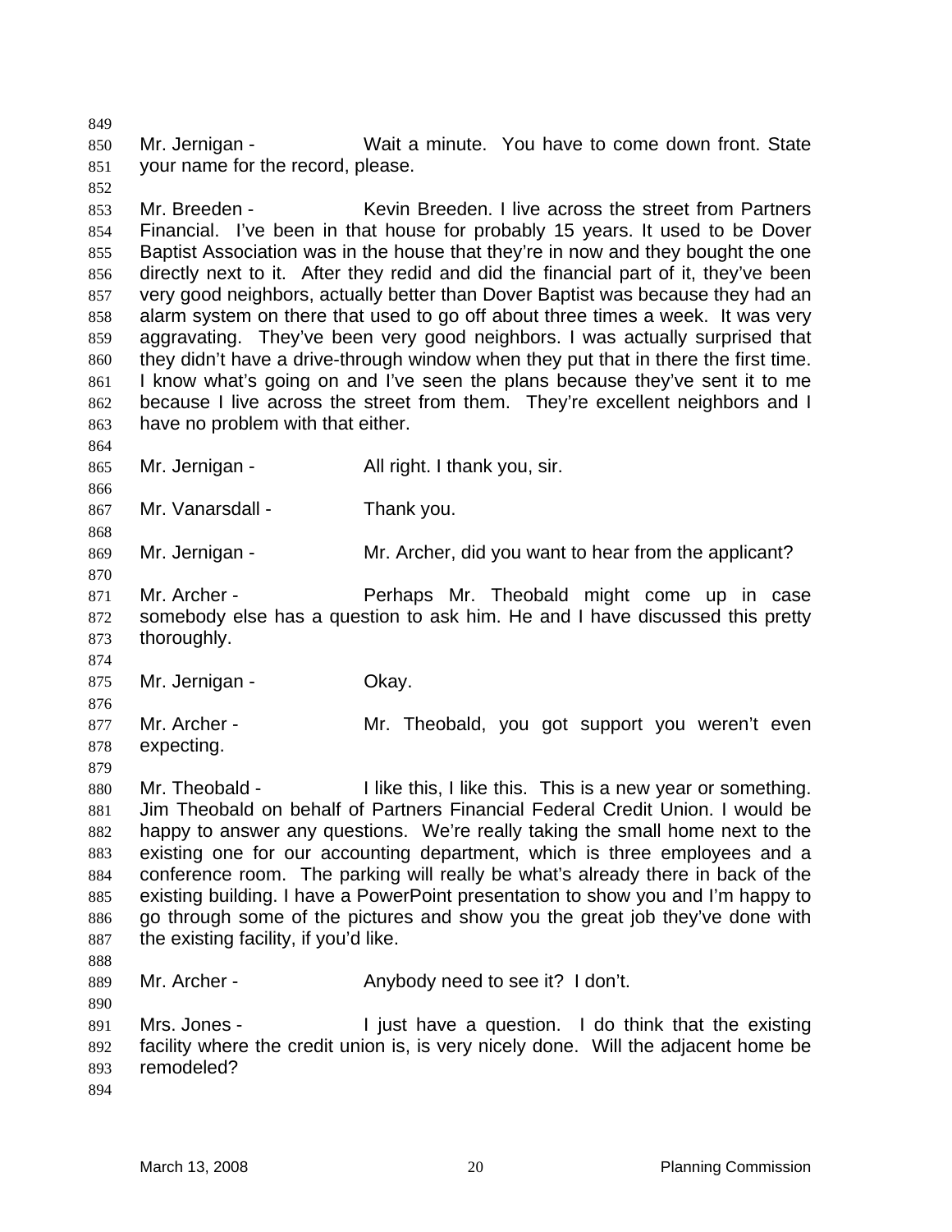Mr. Jernigan - Wait a minute. You have to come down front. State your name for the record, please.

Mr. Breeden - Kevin Breeden. I live across the street from Partners Financial. I've been in that house for probably 15 years. It used to be Dover Baptist Association was in the house that they're in now and they bought the one directly next to it. After they redid and did the financial part of it, they've been very good neighbors, actually better than Dover Baptist was because they had an alarm system on there that used to go off about three times a week. It was very aggravating. They've been very good neighbors. I was actually surprised that they didn't have a drive-through window when they put that in there the first time. I know what's going on and I've seen the plans because they've sent it to me because I live across the street from them. They're excellent neighbors and I have no problem with that either.

Mr. Jernigan - All right. I thank you, sir.

Mr. Vanarsdall - Thank you.

Mr. Jernigan - Mr. Archer, did you want to hear from the applicant?

Mr. Archer - Perhaps Mr. Theobald might come up in case somebody else has a question to ask him. He and I have discussed this pretty thoroughly.

Mr. Jernigan - Okay.

Mr. Archer - Mr. Theobald, you got support you weren't even expecting.

Mr. Theobald - I like this, I like this. This is a new year or something. Jim Theobald on behalf of Partners Financial Federal Credit Union. I would be happy to answer any questions. We're really taking the small home next to the existing one for our accounting department, which is three employees and a conference room. The parking will really be what's already there in back of the existing building. I have a PowerPoint presentation to show you and I'm happy to go through some of the pictures and show you the great job they've done with the existing facility, if you'd like.

Mr. Archer - Anybody need to see it? I don't.

Mrs. Jones - I just have a question. I do think that the existing facility where the credit union is, is very nicely done. Will the adjacent home be remodeled?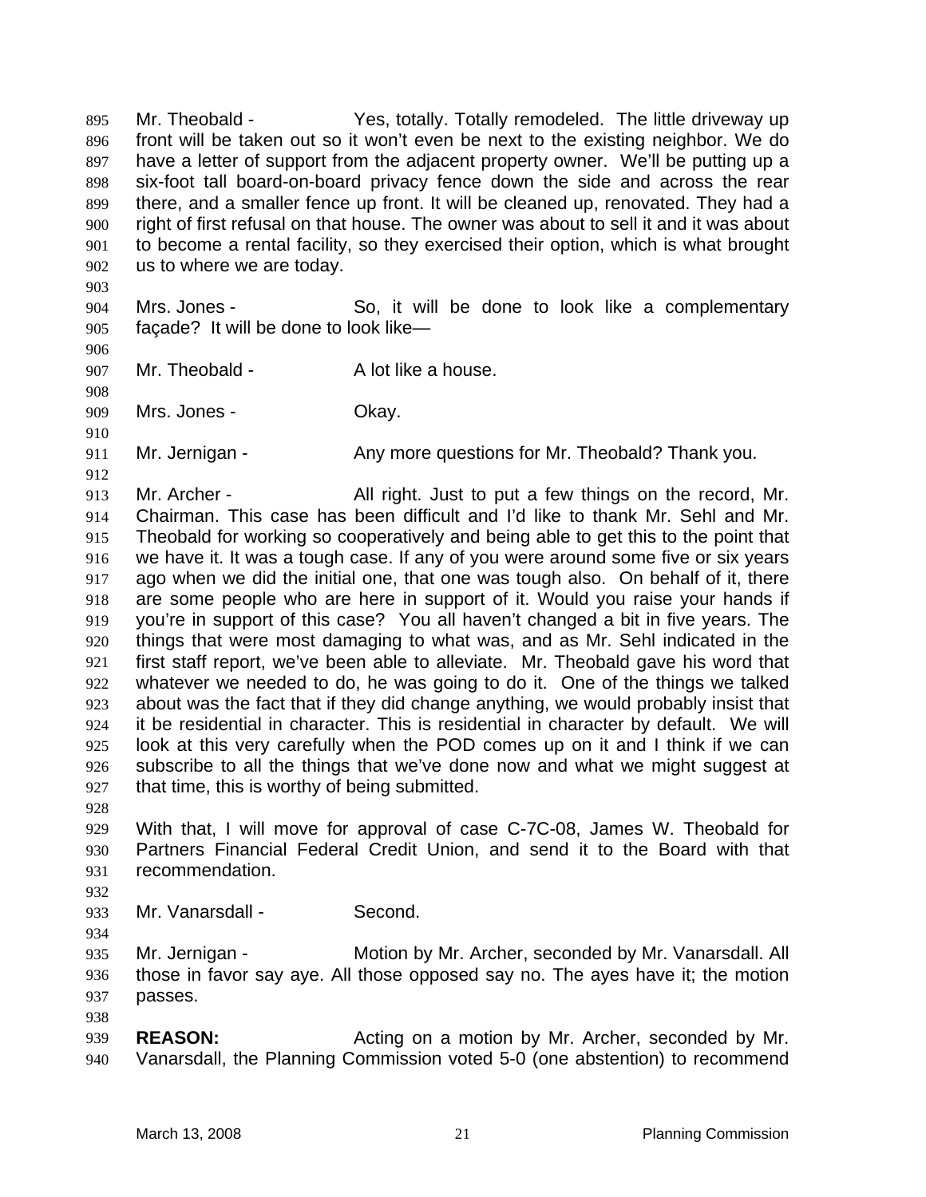Mr. Theobald - Yes, totally. Totally remodeled. The little driveway up front will be taken out so it won't even be next to the existing neighbor. We do have a letter of support from the adjacent property owner. We'll be putting up a six-foot tall board-on-board privacy fence down the side and across the rear there, and a smaller fence up front. It will be cleaned up, renovated. They had a right of first refusal on that house. The owner was about to sell it and it was about to become a rental facility, so they exercised their option, which is what brought us to where we are today.

Mrs. Jones - So, it will be done to look like a complementary façade? It will be done to look like—

Mr. Theobald - A lot like a house.

Mrs. Jones - Okay.

Mr. Jernigan - Any more questions for Mr. Theobald? Thank you.

Mr. Archer - All right. Just to put a few things on the record, Mr. Chairman. This case has been difficult and I'd like to thank Mr. Sehl and Mr. Theobald for working so cooperatively and being able to get this to the point that we have it. It was a tough case. If any of you were around some five or six years ago when we did the initial one, that one was tough also. On behalf of it, there are some people who are here in support of it. Would you raise your hands if you're in support of this case? You all haven't changed a bit in five years. The things that were most damaging to what was, and as Mr. Sehl indicated in the first staff report, we've been able to alleviate. Mr. Theobald gave his word that whatever we needed to do, he was going to do it. One of the things we talked about was the fact that if they did change anything, we would probably insist that it be residential in character. This is residential in character by default. We will look at this very carefully when the POD comes up on it and I think if we can subscribe to all the things that we've done now and what we might suggest at that time, this is worthy of being submitted.

With that, I will move for approval of case C-7C-08, James W. Theobald for Partners Financial Federal Credit Union, and send it to the Board with that recommendation.

Mr. Vanarsdall - Second.

Mr. Jernigan - Motion by Mr. Archer, seconded by Mr. Vanarsdall. All those in favor say aye. All those opposed say no. The ayes have it; the motion passes.

**REASON:** Acting on a motion by Mr. Archer, seconded by Mr. Vanarsdall, the Planning Commission voted 5-0 (one abstention) to recommend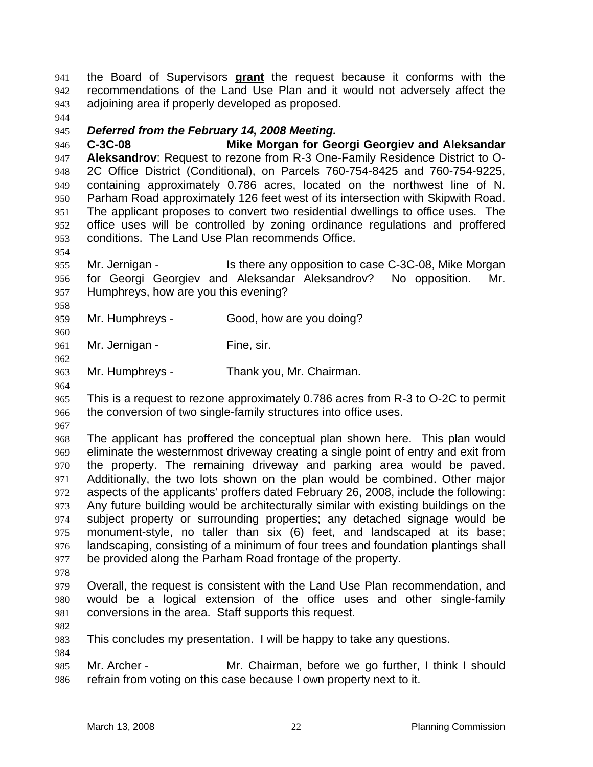the Board of Supervisors **grant** the request because it conforms with the recommendations of the Land Use Plan and it would not adversely affect the adjoining area if properly developed as proposed.

***Deferred from the February 14, 2008 Meeting.***

**C-3C-08 Mike Morgan for Georgi Georgiev and Aleksandar Aleksandrov**: Request to rezone from R-3 One-Family Residence District to O-2C Office District (Conditional), on Parcels 760-754-8425 and 760-754-9225, containing approximately 0.786 acres, located on the northwest line of N. Parham Road approximately 126 feet west of its intersection with Skipwith Road. The applicant proposes to convert two residential dwellings to office uses. The office uses will be controlled by zoning ordinance regulations and proffered conditions. The Land Use Plan recommends Office.

Mr. Jernigan - Is there any opposition to case C-3C-08, Mike Morgan for Georgi Georgiev and Aleksandar Aleksandrov? No opposition. Mr. Humphreys, how are you this evening?

Mr. Humphreys - Good, how are you doing?

Mr. Jernigan - Fine, sir.

Mr. Humphreys - Thank you, Mr. Chairman.

This is a request to rezone approximately 0.786 acres from R-3 to O-2C to permit the conversion of two single-family structures into office uses.

The applicant has proffered the conceptual plan shown here. This plan would eliminate the westernmost driveway creating a single point of entry and exit from the property. The remaining driveway and parking area would be paved. Additionally, the two lots shown on the plan would be combined. Other major aspects of the applicants' proffers dated February 26, 2008, include the following: Any future building would be architecturally similar with existing buildings on the subject property or surrounding properties; any detached signage would be monument-style, no taller than six (6) feet, and landscaped at its base; landscaping, consisting of a minimum of four trees and foundation plantings shall be provided along the Parham Road frontage of the property.

Overall, the request is consistent with the Land Use Plan recommendation, and would be a logical extension of the office uses and other single-family conversions in the area. Staff supports this request.

This concludes my presentation. I will be happy to take any questions.

Mr. Archer - Mr. Chairman, before we go further, I think I should refrain from voting on this case because I own property next to it.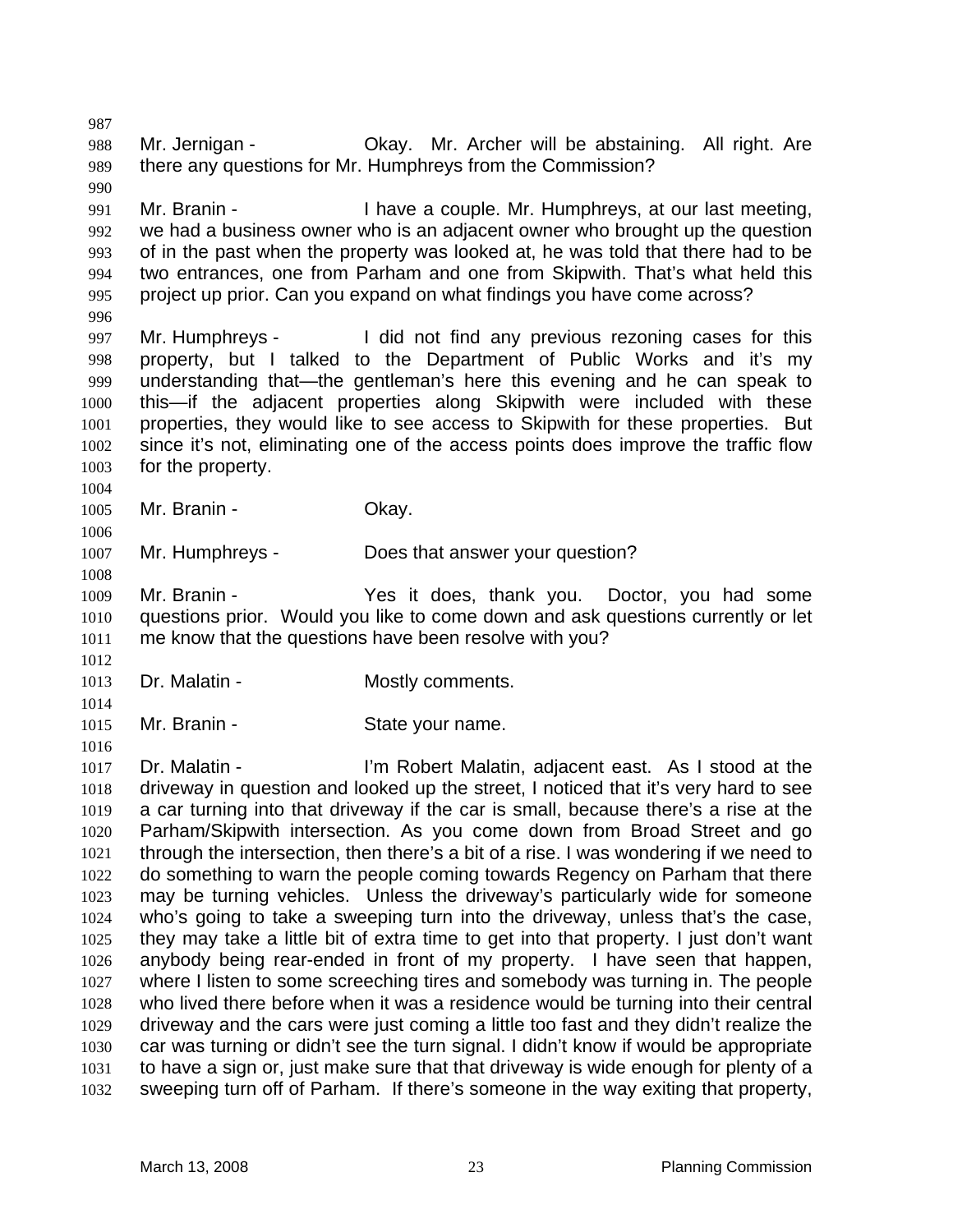Mr. Jernigan - Okay. Mr. Archer will be abstaining. All right. Are there any questions for Mr. Humphreys from the Commission?

Mr. Branin - I have a couple. Mr. Humphreys, at our last meeting, we had a business owner who is an adjacent owner who brought up the question of in the past when the property was looked at, he was told that there had to be two entrances, one from Parham and one from Skipwith. That's what held this project up prior. Can you expand on what findings you have come across?

Mr. Humphreys - I did not find any previous rezoning cases for this property, but I talked to the Department of Public Works and it's my understanding that—the gentleman's here this evening and he can speak to this—if the adjacent properties along Skipwith were included with these properties, they would like to see access to Skipwith for these properties. But since it's not, eliminating one of the access points does improve the traffic flow for the property.

Mr. Branin - Okay.

Mr. Humphreys - Does that answer your question?

Mr. Branin - Yes it does, thank you. Doctor, you had some questions prior. Would you like to come down and ask questions currently or let me know that the questions have been resolve with you?

Dr. Malatin - Mostly comments.

Mr. Branin - State your name.

Dr. Malatin - I'm Robert Malatin, adjacent east. As I stood at the driveway in question and looked up the street, I noticed that it's very hard to see a car turning into that driveway if the car is small, because there's a rise at the Parham/Skipwith intersection. As you come down from Broad Street and go through the intersection, then there's a bit of a rise. I was wondering if we need to do something to warn the people coming towards Regency on Parham that there may be turning vehicles. Unless the driveway's particularly wide for someone who's going to take a sweeping turn into the driveway, unless that's the case, they may take a little bit of extra time to get into that property. I just don't want anybody being rear-ended in front of my property. I have seen that happen, where I listen to some screeching tires and somebody was turning in. The people who lived there before when it was a residence would be turning into their central driveway and the cars were just coming a little too fast and they didn't realize the car was turning or didn't see the turn signal. I didn't know if would be appropriate to have a sign or, just make sure that that driveway is wide enough for plenty of a sweeping turn off of Parham. If there's someone in the way exiting that property,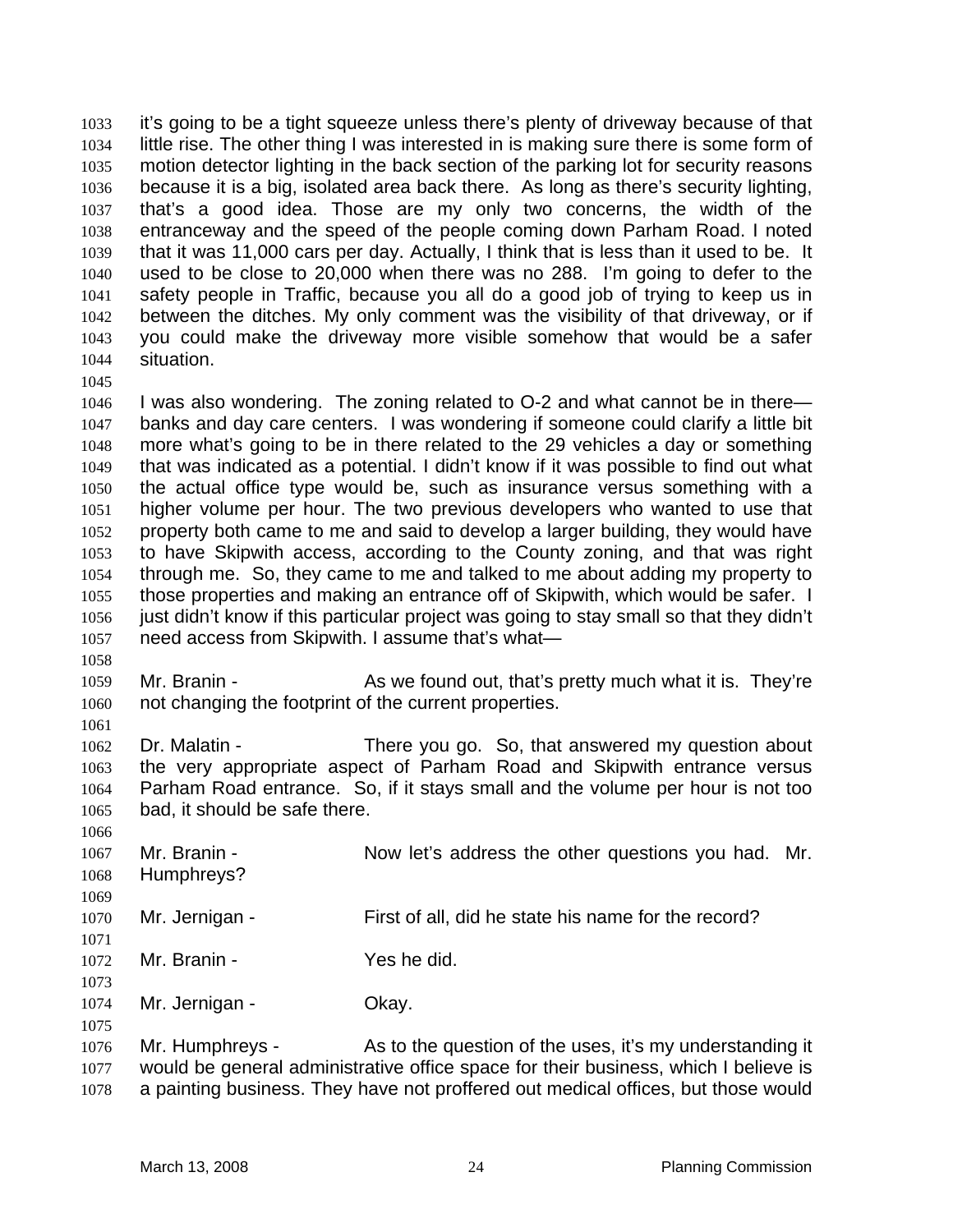it's going to be a tight squeeze unless there's plenty of driveway because of that little rise. The other thing I was interested in is making sure there is some form of motion detector lighting in the back section of the parking lot for security reasons because it is a big, isolated area back there. As long as there's security lighting, that's a good idea. Those are my only two concerns, the width of the entranceway and the speed of the people coming down Parham Road. I noted that it was 11,000 cars per day. Actually, I think that is less than it used to be. It used to be close to 20,000 when there was no 288. I'm going to defer to the safety people in Traffic, because you all do a good job of trying to keep us in between the ditches. My only comment was the visibility of that driveway, or if you could make the driveway more visible somehow that would be a safer situation.

I was also wondering. The zoning related to O-2 and what cannot be in there—banks and day care centers. I was wondering if someone could clarify a little bit more what's going to be in there related to the 29 vehicles a day or something that was indicated as a potential. I didn't know if it was possible to find out what the actual office type would be, such as insurance versus something with a higher volume per hour. The two previous developers who wanted to use that property both came to me and said to develop a larger building, they would have to have Skipwith access, according to the County zoning, and that was right through me. So, they came to me and talked to me about adding my property to those properties and making an entrance off of Skipwith, which would be safer. I just didn't know if this particular project was going to stay small so that they didn't need access from Skipwith. I assume that's what—

Mr. Branin - As we found out, that's pretty much what it is. They're not changing the footprint of the current properties.

Dr. Malatin - There you go. So, that answered my question about the very appropriate aspect of Parham Road and Skipwith entrance versus Parham Road entrance. So, if it stays small and the volume per hour is not too bad, it should be safe there.

Mr. Branin - Now let's address the other questions you had. Mr. Humphreys?

Mr. Jernigan - First of all, did he state his name for the record?

Mr. Branin - Yes he did.

Mr. Jernigan - Okay.

Mr. Humphreys - As to the question of the uses, it's my understanding it would be general administrative office space for their business, which I believe is a painting business. They have not proffered out medical offices, but those would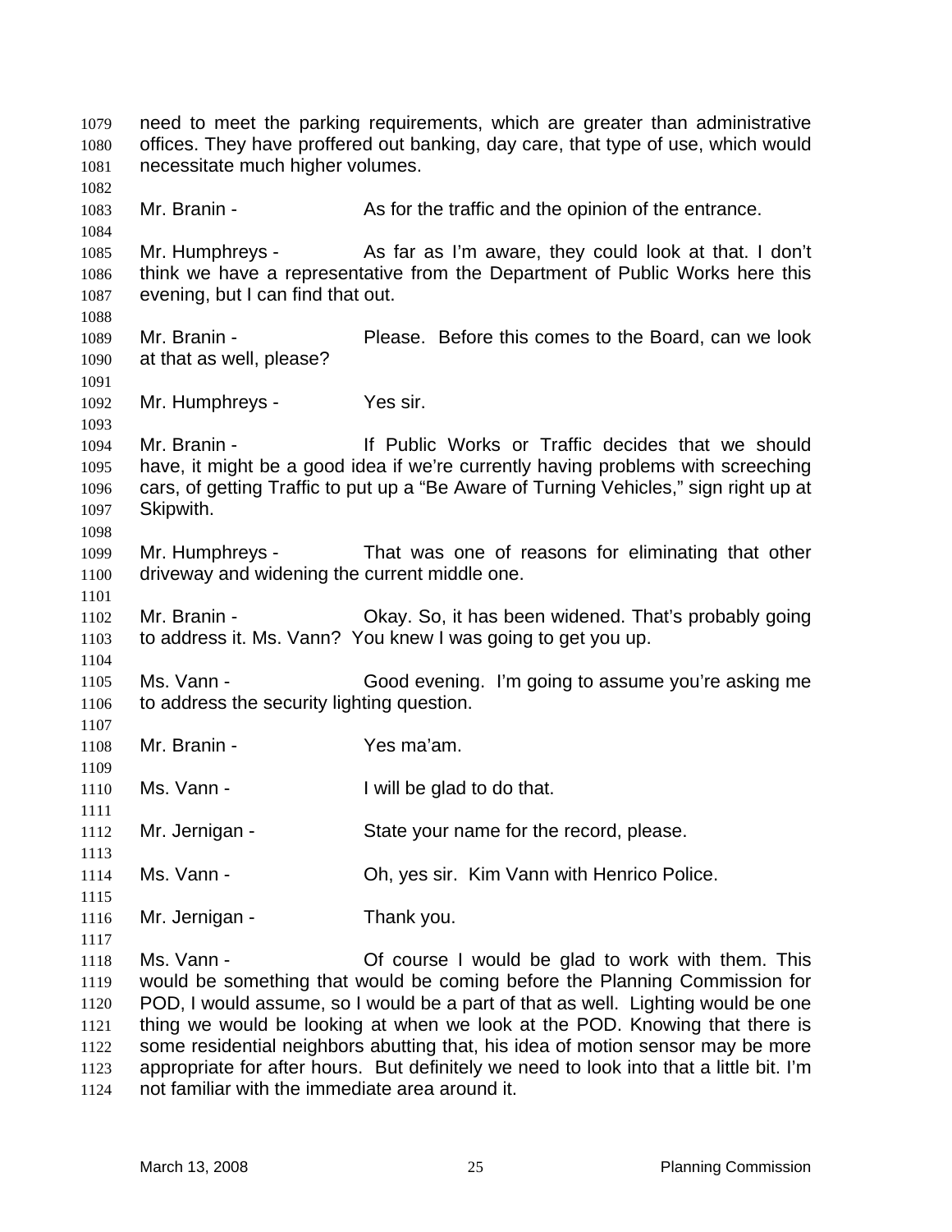need to meet the parking requirements, which are greater than administrative offices. They have proffered out banking, day care, that type of use, which would necessitate much higher volumes.

Mr. Branin - As for the traffic and the opinion of the entrance.

Mr. Humphreys - As far as I'm aware, they could look at that. I don't think we have a representative from the Department of Public Works here this evening, but I can find that out.

Mr. Branin - Please. Before this comes to the Board, can we look at that as well, please?

Mr. Humphreys - Yes sir.

Mr. Branin - If Public Works or Traffic decides that we should have, it might be a good idea if we're currently having problems with screeching cars, of getting Traffic to put up a "Be Aware of Turning Vehicles," sign right up at Skipwith.

Mr. Humphreys - That was one of reasons for eliminating that other driveway and widening the current middle one.

Mr. Branin - Okay. So, it has been widened. That's probably going to address it. Ms. Vann? You knew I was going to get you up.

Ms. Vann - Good evening. I'm going to assume you're asking me to address the security lighting question.

Mr. Branin - Yes ma'am.

Ms. Vann - I will be glad to do that.

Mr. Jernigan - State your name for the record, please.

Ms. Vann - Oh, yes sir. Kim Vann with Henrico Police.

Mr. Jernigan - Thank you.

Ms. Vann - Of course I would be glad to work with them. This would be something that would be coming before the Planning Commission for POD, I would assume, so I would be a part of that as well. Lighting would be one thing we would be looking at when we look at the POD. Knowing that there is some residential neighbors abutting that, his idea of motion sensor may be more appropriate for after hours. But definitely we need to look into that a little bit. I'm not familiar with the immediate area around it.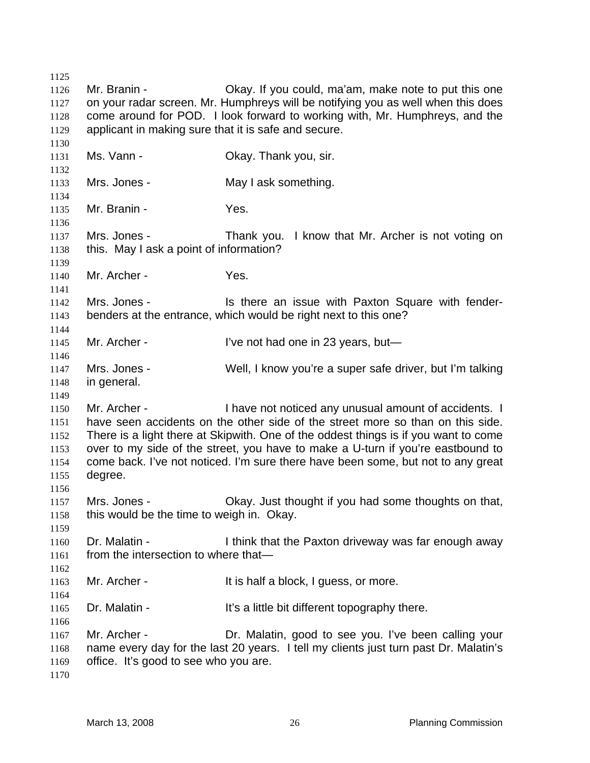Mr. Branin - Okay. If you could, ma'am, make note to put this one on your radar screen. Mr. Humphreys will be notifying you as well when this does come around for POD. I look forward to working with, Mr. Humphreys, and the applicant in making sure that it is safe and secure.

Ms. Vann - Okay. Thank you, sir.

Mrs. Jones - May I ask something.

Mr. Branin - Yes.

Mrs. Jones - Thank you. I know that Mr. Archer is not voting on this. May I ask a point of information?

Mr. Archer - Yes.

Mrs. Jones - Is there an issue with Paxton Square with fender-benders at the entrance, which would be right next to this one?

Mr. Archer - I've not had one in 23 years, but—

Mrs. Jones - Well, I know you're a super safe driver, but I'm talking in general.

Mr. Archer - I have not noticed any unusual amount of accidents. I have seen accidents on the other side of the street more so than on this side. There is a light there at Skipwith. One of the oddest things is if you want to come over to my side of the street, you have to make a U-turn if you're eastbound to come back. I've not noticed. I'm sure there have been some, but not to any great degree.

Mrs. Jones - Okay. Just thought if you had some thoughts on that, this would be the time to weigh in. Okay.

Dr. Malatin - I think that the Paxton driveway was far enough away from the intersection to where that—

Mr. Archer - It is half a block, I guess, or more.

Dr. Malatin - It's a little bit different topography there.

Mr. Archer - Dr. Malatin, good to see you. I've been calling your name every day for the last 20 years. I tell my clients just turn past Dr. Malatin's office. It's good to see who you are.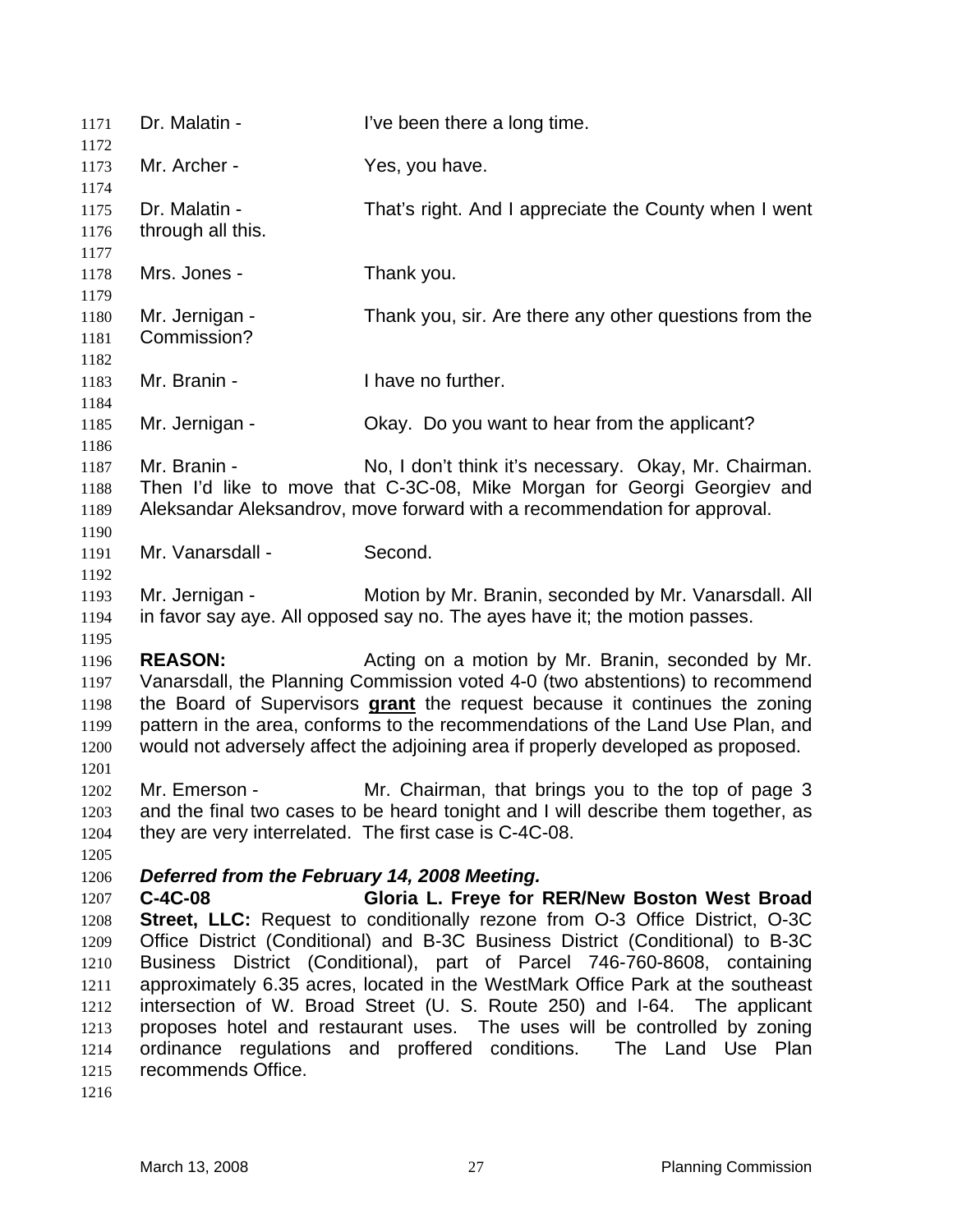Dr. Malatin - I've been there a long time.

Mr. Archer - Yes, you have.

Dr. Malatin - That's right. And I appreciate the County when I went through all this.

Mrs. Jones - Thank you.

Mr. Jernigan - Thank you, sir. Are there any other questions from the Commission?

Mr. Branin - I have no further.

Mr. Jernigan - Okay. Do you want to hear from the applicant?

Mr. Branin - No, I don't think it's necessary. Okay, Mr. Chairman. Then I'd like to move that C-3C-08, Mike Morgan for Georgi Georgiev and Aleksandar Aleksandrov, move forward with a recommendation for approval.

Mr. Vanarsdall - Second.

Mr. Jernigan - Motion by Mr. Branin, seconded by Mr. Vanarsdall. All in favor say aye. All opposed say no. The ayes have it; the motion passes.

**REASON:** Acting on a motion by Mr. Branin, seconded by Mr. Vanarsdall, the Planning Commission voted 4-0 (two abstentions) to recommend the Board of Supervisors **grant** the request because it continues the zoning pattern in the area, conforms to the recommendations of the Land Use Plan, and would not adversely affect the adjoining area if properly developed as proposed.

Mr. Emerson - Mr. Chairman, that brings you to the top of page 3 and the final two cases to be heard tonight and I will describe them together, as they are very interrelated. The first case is C-4C-08.

***Deferred from the February 14, 2008 Meeting.***

**C-4C-08 Gloria L. Freye for RER/New Boston West Broad Street, LLC:** Request to conditionally rezone from O-3 Office District, O-3C Office District (Conditional) and B-3C Business District (Conditional) to B-3C Business District (Conditional), part of Parcel 746-760-8608, containing approximately 6.35 acres, located in the WestMark Office Park at the southeast intersection of W. Broad Street (U. S. Route 250) and I-64. The applicant proposes hotel and restaurant uses. The uses will be controlled by zoning ordinance regulations and proffered conditions. The Land Use Plan recommends Office.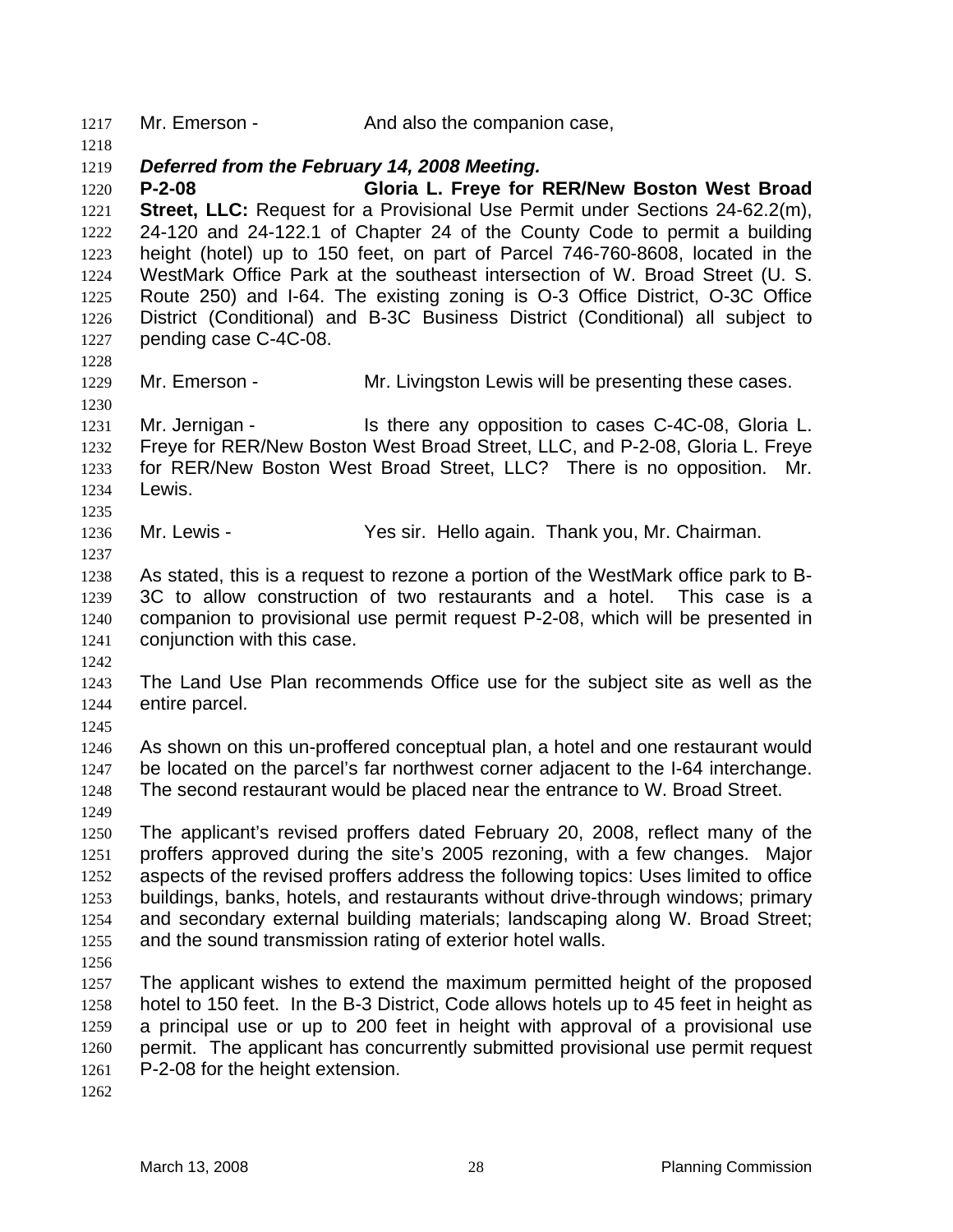Mr. Emerson - And also the companion case,

***Deferred from the February 14, 2008 Meeting.***

**P-2-08 Gloria L. Freye for RER/New Boston West Broad Street, LLC:** Request for a Provisional Use Permit under Sections 24-62.2(m), 24-120 and 24-122.1 of Chapter 24 of the County Code to permit a building height (hotel) up to 150 feet, on part of Parcel 746-760-8608, located in the WestMark Office Park at the southeast intersection of W. Broad Street (U. S. Route 250) and I-64. The existing zoning is O-3 Office District, O-3C Office District (Conditional) and B-3C Business District (Conditional) all subject to pending case C-4C-08.

Mr. Emerson - Mr. Livingston Lewis will be presenting these cases.

Mr. Jernigan - Is there any opposition to cases C-4C-08, Gloria L. Freye for RER/New Boston West Broad Street, LLC, and P-2-08, Gloria L. Freye for RER/New Boston West Broad Street, LLC? There is no opposition. Mr. Lewis.

Mr. Lewis - Yes sir. Hello again. Thank you, Mr. Chairman.

As stated, this is a request to rezone a portion of the WestMark office park to B-3C to allow construction of two restaurants and a hotel. This case is a companion to provisional use permit request P-2-08, which will be presented in conjunction with this case.

The Land Use Plan recommends Office use for the subject site as well as the entire parcel.

As shown on this un-proffered conceptual plan, a hotel and one restaurant would be located on the parcel's far northwest corner adjacent to the I-64 interchange. The second restaurant would be placed near the entrance to W. Broad Street.

The applicant's revised proffers dated February 20, 2008, reflect many of the proffers approved during the site's 2005 rezoning, with a few changes. Major aspects of the revised proffers address the following topics: Uses limited to office buildings, banks, hotels, and restaurants without drive-through windows; primary and secondary external building materials; landscaping along W. Broad Street; and the sound transmission rating of exterior hotel walls.

The applicant wishes to extend the maximum permitted height of the proposed hotel to 150 feet. In the B-3 District, Code allows hotels up to 45 feet in height as a principal use or up to 200 feet in height with approval of a provisional use permit. The applicant has concurrently submitted provisional use permit request P-2-08 for the height extension.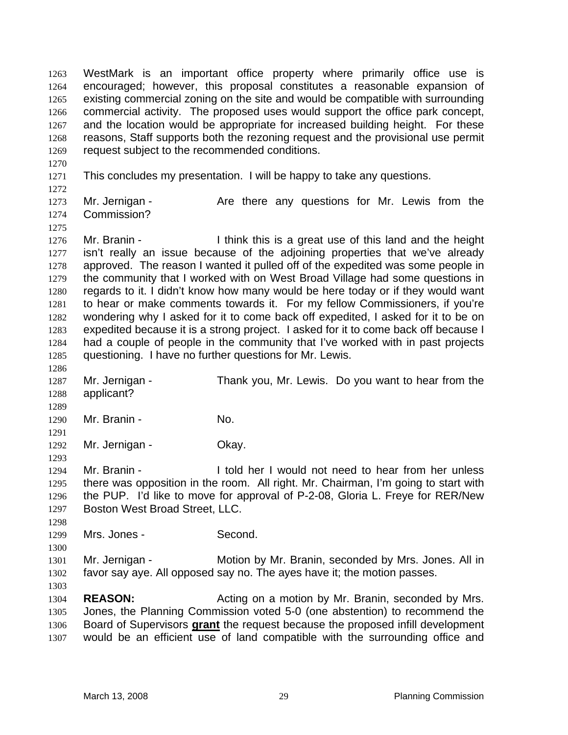WestMark is an important office property where primarily office use is encouraged; however, this proposal constitutes a reasonable expansion of existing commercial zoning on the site and would be compatible with surrounding commercial activity. The proposed uses would support the office park concept, and the location would be appropriate for increased building height. For these reasons, Staff supports both the rezoning request and the provisional use permit request subject to the recommended conditions.

This concludes my presentation. I will be happy to take any questions.

Mr. Jernigan - Are there any questions for Mr. Lewis from the Commission?

Mr. Branin - I think this is a great use of this land and the height isn't really an issue because of the adjoining properties that we've already approved. The reason I wanted it pulled off of the expedited was some people in the community that I worked with on West Broad Village had some questions in regards to it. I didn't know how many would be here today or if they would want to hear or make comments towards it. For my fellow Commissioners, if you're wondering why I asked for it to come back off expedited, I asked for it to be on expedited because it is a strong project. I asked for it to come back off because I had a couple of people in the community that I've worked with in past projects questioning. I have no further questions for Mr. Lewis.

Mr. Jernigan - Thank you, Mr. Lewis. Do you want to hear from the applicant?

Mr. Branin - No.

Mr. Jernigan - Okay.

Mr. Branin - I told her I would not need to hear from her unless there was opposition in the room. All right. Mr. Chairman, I'm going to start with the PUP. I'd like to move for approval of P-2-08, Gloria L. Freye for RER/New Boston West Broad Street, LLC.

Mrs. Jones - Second.

Mr. Jernigan - Motion by Mr. Branin, seconded by Mrs. Jones. All in favor say aye. All opposed say no. The ayes have it; the motion passes.

**REASON:** Acting on a motion by Mr. Branin, seconded by Mrs. Jones, the Planning Commission voted 5-0 (one abstention) to recommend the Board of Supervisors **grant** the request because the proposed infill development would be an efficient use of land compatible with the surrounding office and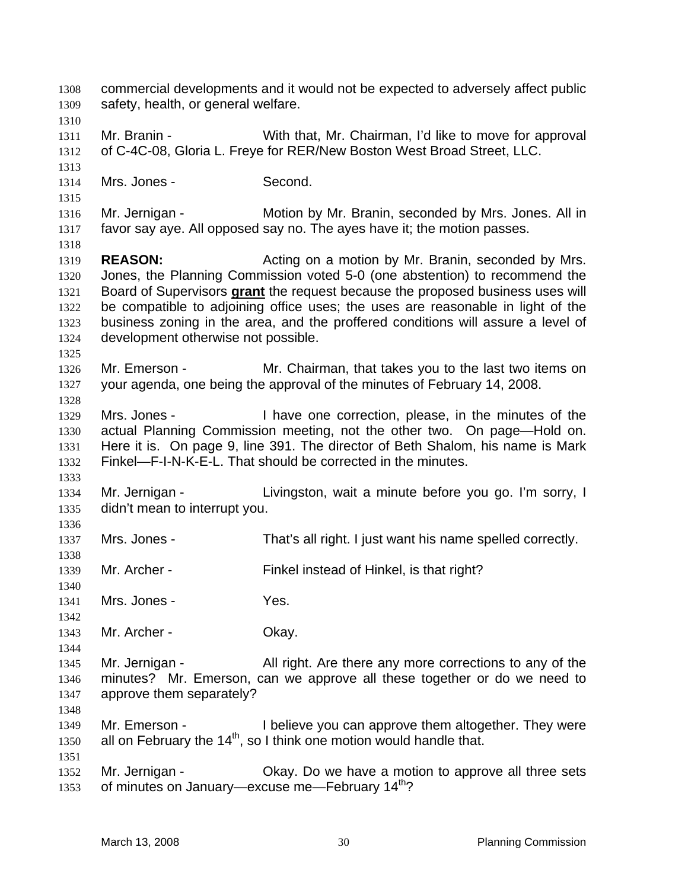commercial developments and it would not be expected to adversely affect public safety, health, or general welfare.

Mr. Branin - With that, Mr. Chairman, I'd like to move for approval of C-4C-08, Gloria L. Freye for RER/New Boston West Broad Street, LLC.

Mrs. Jones - Second.

Mr. Jernigan - Motion by Mr. Branin, seconded by Mrs. Jones. All in favor say aye. All opposed say no. The ayes have it; the motion passes.

**REASON:** Acting on a motion by Mr. Branin, seconded by Mrs. Jones, the Planning Commission voted 5-0 (one abstention) to recommend the Board of Supervisors **grant** the request because the proposed business uses will be compatible to adjoining office uses; the uses are reasonable in light of the business zoning in the area, and the proffered conditions will assure a level of development otherwise not possible.

Mr. Emerson - Mr. Chairman, that takes you to the last two items on your agenda, one being the approval of the minutes of February 14, 2008.

Mrs. Jones - I have one correction, please, in the minutes of the actual Planning Commission meeting, not the other two. On page—Hold on. Here it is. On page 9, line 391. The director of Beth Shalom, his name is Mark Finkel—F-I-N-K-E-L. That should be corrected in the minutes.

Mr. Jernigan - Livingston, wait a minute before you go. I'm sorry, I didn't mean to interrupt you.

Mrs. Jones - That's all right. I just want his name spelled correctly.

Mr. Archer - Finkel instead of Hinkel, is that right?

Mrs. Jones - Yes.

Mr. Archer - Okay.

Mr. Jernigan - All right. Are there any more corrections to any of the minutes? Mr. Emerson, can we approve all these together or do we need to approve them separately?

Mr. Emerson - I believe you can approve them altogether. They were all on February the 14th, so I think one motion would handle that.

Mr. Jernigan - Okay. Do we have a motion to approve all three sets of minutes on January—excuse me—February 14th?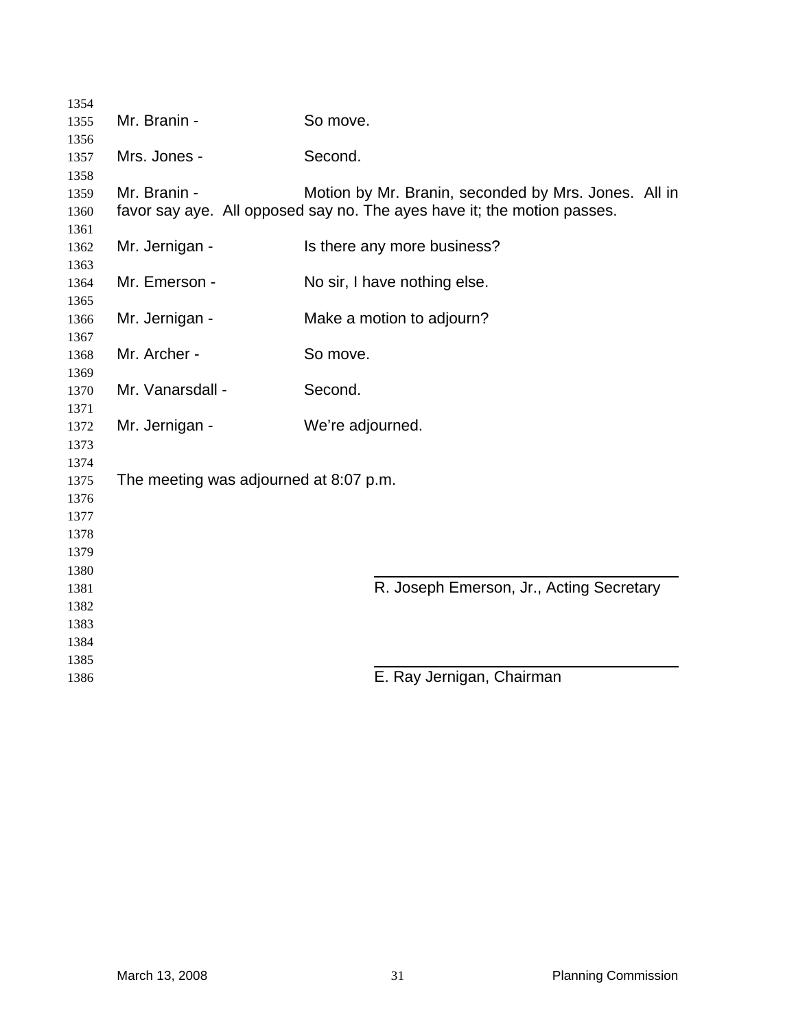Mr. Branin - So move.

Mrs. Jones - Second.

Mr. Branin - Motion by Mr. Branin, seconded by Mrs. Jones. All in favor say aye. All opposed say no. The ayes have it; the motion passes.

Mr. Jernigan - Is there any more business?

Mr. Emerson - No sir, I have nothing else.

Mr. Jernigan - Make a motion to adjourn?

Mr. Archer - So move.

Mr. Vanarsdall - Second.

Mr. Jernigan - We're adjourned.

The meeting was adjourned at 8:07 p.m.

\_\_\_\_\_\_\_\_\_\_\_\_\_\_\_\_\_\_\_\_\_\_\_\_\_\_\_\_\_\_\_\_\_\_\_\_\_\_

R. Joseph Emerson, Jr., Acting Secretary

\_\_\_\_\_\_\_\_\_\_\_\_\_\_\_\_\_\_\_\_\_\_\_\_\_\_\_\_\_\_\_\_\_\_\_\_\_\_

E. Ray Jernigan, Chairman